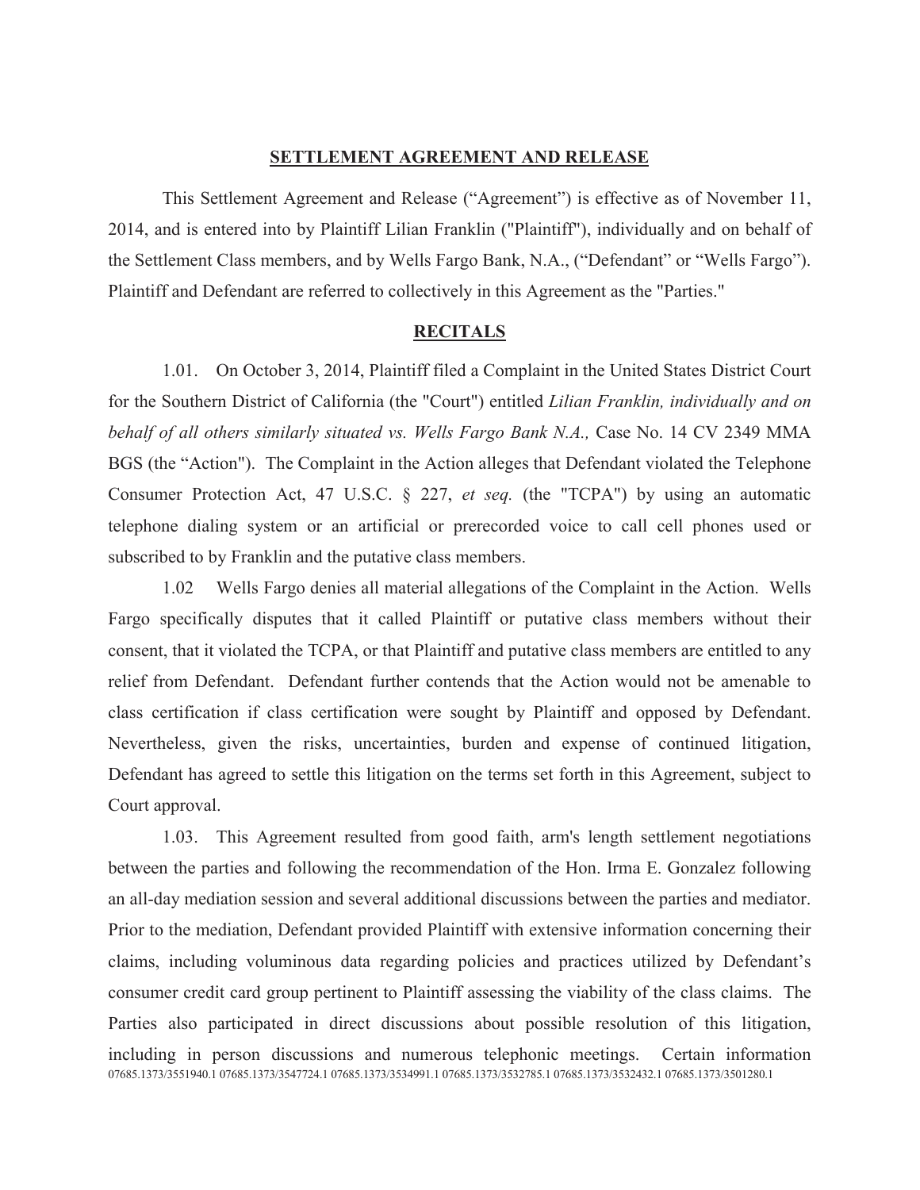## SETTLEMENT AGREEMENT AND RELEASE

This Settlement Agreement and Release ("Agreement") is effective as of November 11, 2014, and is entered into by Plaintiff Lilian Franklin ("Plaintiff"), individually and on behalf of the Settlement Class members, and by Wells Fargo Bank, N.A., ("Defendant" or "Wells Fargo"). Plaintiff and Defendant are referred to collectively in this Agreement as the "Parties."

## RECITALS

1.01. On October 3, 2014, Plaintiff filed a Complaint in the United States District Court for the Southern District of California (the "Court") entitled *Lilian Franklin, individually and on behalf of all others similarly situated vs. Wells Fargo Bank N.A.,* Case No. 14 CV 2349 MMA BGS (the "Action"). The Complaint in the Action alleges that Defendant violated the Telephone Consumer Protection Act, 47 U.S.C. § 227, *et seq.* (the "TCPA") by using an automatic telephone dialing system or an artificial or prerecorded voice to call cell phones used or subscribed to by Franklin and the putative class members.

1.02 Wells Fargo denies all material allegations of the Complaint in the Action. Wells Fargo specifically disputes that it called Plaintiff or putative class members without their consent, that it violated the TCPA, or that Plaintiff and putative class members are entitled to any relief from Defendant. Defendant further contends that the Action would not be amenable to class certification if class certification were sought by Plaintiff and opposed by Defendant. Nevertheless, given the risks, uncertainties, burden and expense of continued litigation, Defendant has agreed to settle this litigation on the terms set forth in this Agreement, subject to Court approval.

1.03. This Agreement resulted from good faith, arm's length settlement negotiations between the parties and following the recommendation of the Hon. Irma E. Gonzalez following an all-day mediation session and several additional discussions between the parties and mediator. Prior to the mediation, Defendant provided Plaintiff with extensive information concerning their claims, including voluminous data regarding policies and practices utilized by Defendant's consumer credit card group pertinent to Plaintiff assessing the viability of the class claims. The Parties also participated in direct discussions about possible resolution of this litigation, including in person discussions and numerous telephonic meetings. Certain information

07685.1373/3551940.1 07685.1373/3547724.1 07685.1373/3534991.1 07685.1373/3532785.1 07685.1373/3532432.1 07685.1373/3501280.1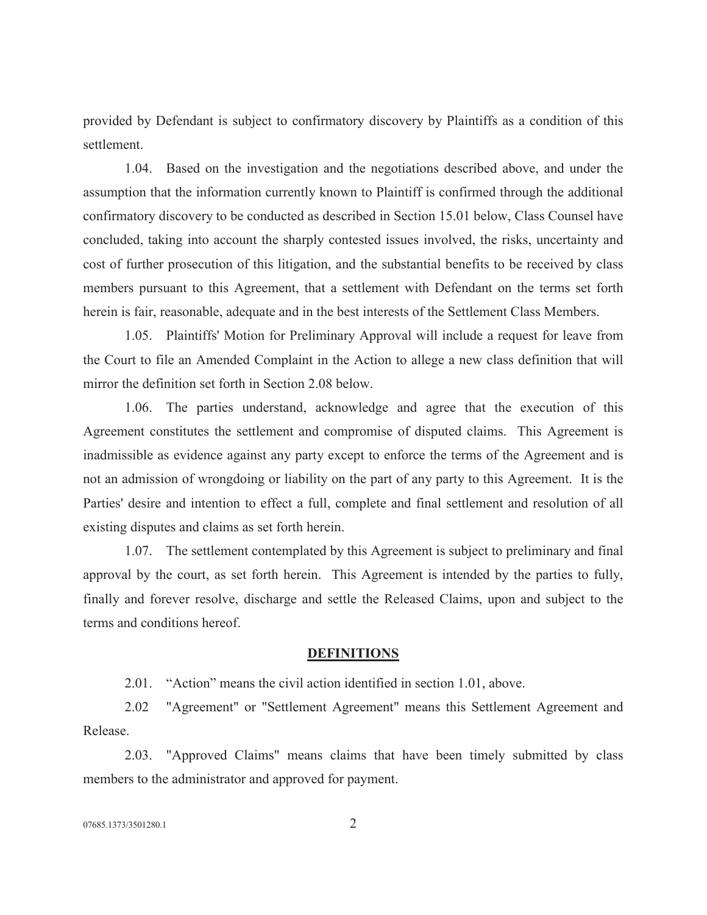provided by Defendant is subject to confirmatory discovery by Plaintiffs as a condition of this settlement.

1.04. Based on the investigation and the negotiations described above, and under the assumption that the information currently known to Plaintiff is confirmed through the additional confirmatory discovery to be conducted as described in Section 15.01 below, Class Counsel have concluded, taking into account the sharply contested issues involved, the risks, uncertainty and cost of further prosecution of this litigation, and the substantial benefits to be received by class members pursuant to this Agreement, that a settlement with Defendant on the terms set forth herein is fair, reasonable, adequate and in the best interests of the Settlement Class Members.

1.05. Plaintiffs' Motion for Preliminary Approval will include a request for leave from the Court to file an Amended Complaint in the Action to allege a new class definition that will mirror the definition set forth in Section 2.08 below.

1.06. The parties understand, acknowledge and agree that the execution of this Agreement constitutes the settlement and compromise of disputed claims. This Agreement is inadmissible as evidence against any party except to enforce the terms of the Agreement and is not an admission of wrongdoing or liability on the part of any party to this Agreement. It is the Parties' desire and intention to effect a full, complete and final settlement and resolution of all existing disputes and claims as set forth herein.

1.07. The settlement contemplated by this Agreement is subject to preliminary and final approval by the court, as set forth herein. This Agreement is intended by the parties to fully, finally and forever resolve, discharge and settle the Released Claims, upon and subject to the terms and conditions hereof.

## DEFINITIONS

2.01. "Action" means the civil action identified in section 1.01, above.

2.02 "Agreement" or "Settlement Agreement" means this Settlement Agreement and Release.

2.03. "Approved Claims" means claims that have been timely submitted by class members to the administrator and approved for payment.

07685.1373/3501280.1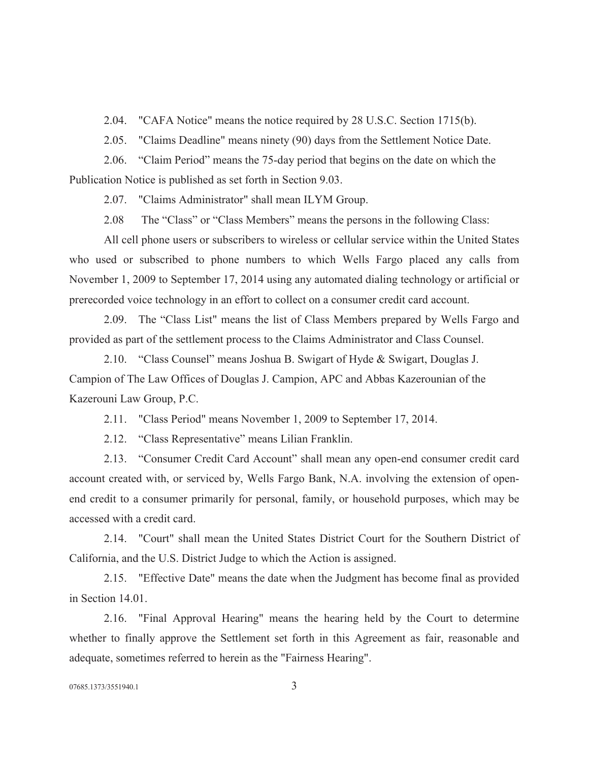2.04. "CAFA Notice" means the notice required by 28 U.S.C. Section 1715(b).

2.05. "Claims Deadline" means ninety (90) days from the Settlement Notice Date.

2.06. "Claim Period" means the 75-day period that begins on the date on which the Publication Notice is published as set forth in Section 9.03.

2.07. "Claims Administrator" shall mean ILYM Group.

2.08 The "Class" or "Class Members" means the persons in the following Class:

All cell phone users or subscribers to wireless or cellular service within the United States who used or subscribed to phone numbers to which Wells Fargo placed any calls from November 1, 2009 to September 17, 2014 using any automated dialing technology or artificial or prerecorded voice technology in an effort to collect on a consumer credit card account.

2.09. The "Class List" means the list of Class Members prepared by Wells Fargo and provided as part of the settlement process to the Claims Administrator and Class Counsel.

2.10. "Class Counsel" means Joshua B. Swigart of Hyde & Swigart, Douglas J. Campion of The Law Offices of Douglas J. Campion, APC and Abbas Kazerounian of the Kazerouni Law Group, P.C.

2.11. "Class Period" means November 1, 2009 to September 17, 2014.

2.12. "Class Representative" means Lilian Franklin.

2.13. "Consumer Credit Card Account" shall mean any open-end consumer credit card account created with, or serviced by, Wells Fargo Bank, N.A. involving the extension of open-end credit to a consumer primarily for personal, family, or household purposes, which may be accessed with a credit card.

2.14. "Court" shall mean the United States District Court for the Southern District of California, and the U.S. District Judge to which the Action is assigned.

2.15. "Effective Date" means the date when the Judgment has become final as provided in Section 14.01.

2.16. "Final Approval Hearing" means the hearing held by the Court to determine whether to finally approve the Settlement set forth in this Agreement as fair, reasonable and adequate, sometimes referred to herein as the "Fairness Hearing".

07685.1373/3551940.1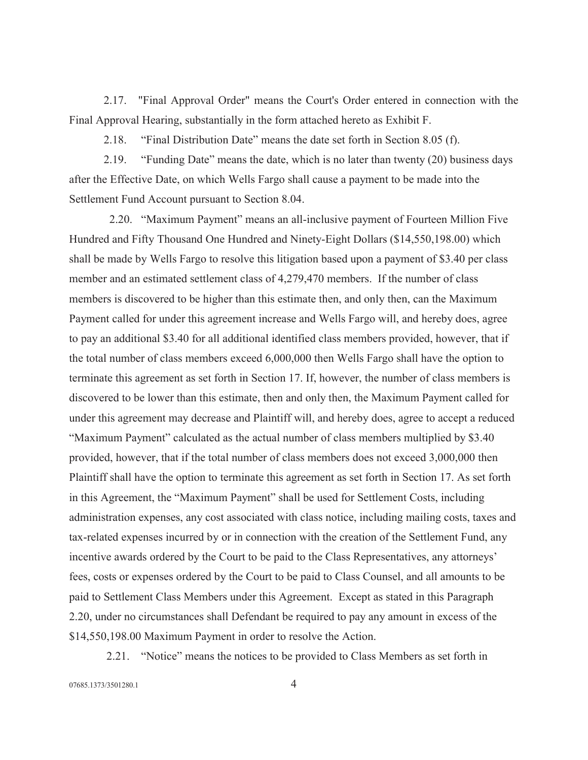2.17. "Final Approval Order" means the Court's Order entered in connection with the Final Approval Hearing, substantially in the form attached hereto as Exhibit F.

2.18. “Final Distribution Date” means the date set forth in Section 8.05 (f).

2.19. “Funding Date” means the date, which is no later than twenty (20) business days after the Effective Date, on which Wells Fargo shall cause a payment to be made into the Settlement Fund Account pursuant to Section 8.04.

2.20. “Maximum Payment” means an all-inclusive payment of Fourteen Million Five Hundred and Fifty Thousand One Hundred and Ninety-Eight Dollars ($14,550,198.00) which shall be made by Wells Fargo to resolve this litigation based upon a payment of $3.40 per class member and an estimated settlement class of 4,279,470 members. If the number of class members is discovered to be higher than this estimate then, and only then, can the Maximum Payment called for under this agreement increase and Wells Fargo will, and hereby does, agree to pay an additional $3.40 for all additional identified class members provided, however, that if the total number of class members exceed 6,000,000 then Wells Fargo shall have the option to terminate this agreement as set forth in Section 17. If, however, the number of class members is discovered to be lower than this estimate, then and only then, the Maximum Payment called for under this agreement may decrease and Plaintiff will, and hereby does, agree to accept a reduced “Maximum Payment” calculated as the actual number of class members multiplied by $3.40 provided, however, that if the total number of class members does not exceed 3,000,000 then Plaintiff shall have the option to terminate this agreement as set forth in Section 17. As set forth in this Agreement, the “Maximum Payment” shall be used for Settlement Costs, including administration expenses, any cost associated with class notice, including mailing costs, taxes and tax-related expenses incurred by or in connection with the creation of the Settlement Fund, any incentive awards ordered by the Court to be paid to the Class Representatives, any attorneys’ fees, costs or expenses ordered by the Court to be paid to Class Counsel, and all amounts to be paid to Settlement Class Members under this Agreement. Except as stated in this Paragraph 2.20, under no circumstances shall Defendant be required to pay any amount in excess of the $14,550,198.00 Maximum Payment in order to resolve the Action.

2.21. “Notice” means the notices to be provided to Class Members as set forth in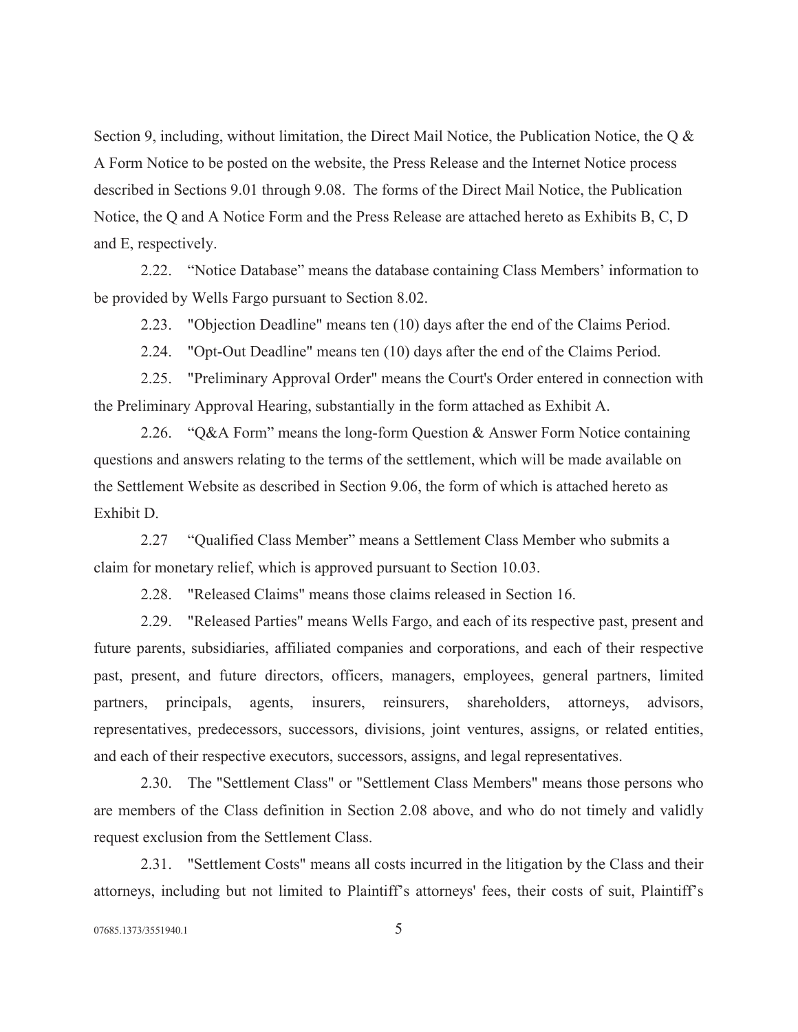Section 9, including, without limitation, the Direct Mail Notice, the Publication Notice, the Q & A Form Notice to be posted on the website, the Press Release and the Internet Notice process described in Sections 9.01 through 9.08. The forms of the Direct Mail Notice, the Publication Notice, the Q and A Notice Form and the Press Release are attached hereto as Exhibits B, C, D and E, respectively.

2.22. "Notice Database" means the database containing Class Members' information to be provided by Wells Fargo pursuant to Section 8.02.

2.23. "Objection Deadline" means ten (10) days after the end of the Claims Period.

2.24. "Opt-Out Deadline" means ten (10) days after the end of the Claims Period.

2.25. "Preliminary Approval Order" means the Court's Order entered in connection with the Preliminary Approval Hearing, substantially in the form attached as Exhibit A.

2.26. "Q&A Form" means the long-form Question & Answer Form Notice containing questions and answers relating to the terms of the settlement, which will be made available on the Settlement Website as described in Section 9.06, the form of which is attached hereto as Exhibit D.

2.27 "Qualified Class Member" means a Settlement Class Member who submits a claim for monetary relief, which is approved pursuant to Section 10.03.

2.28. "Released Claims" means those claims released in Section 16.

2.29. "Released Parties" means Wells Fargo, and each of its respective past, present and future parents, subsidiaries, affiliated companies and corporations, and each of their respective past, present, and future directors, officers, managers, employees, general partners, limited partners, principals, agents, insurers, reinsurers, shareholders, attorneys, advisors, representatives, predecessors, successors, divisions, joint ventures, assigns, or related entities, and each of their respective executors, successors, assigns, and legal representatives.

2.30. The "Settlement Class" or "Settlement Class Members" means those persons who are members of the Class definition in Section 2.08 above, and who do not timely and validly request exclusion from the Settlement Class.

2.31. "Settlement Costs" means all costs incurred in the litigation by the Class and their attorneys, including but not limited to Plaintiff's attorneys' fees, their costs of suit, Plaintiff's

07685.1373/3551940.1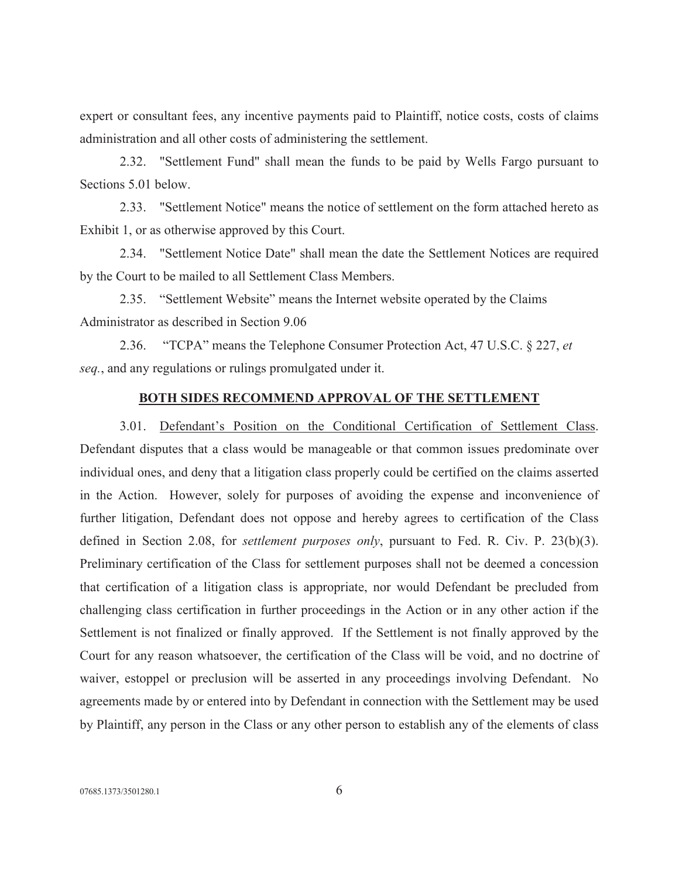expert or consultant fees, any incentive payments paid to Plaintiff, notice costs, costs of claims administration and all other costs of administering the settlement.

2.32. "Settlement Fund" shall mean the funds to be paid by Wells Fargo pursuant to Sections 5.01 below.

2.33. "Settlement Notice" means the notice of settlement on the form attached hereto as Exhibit 1, or as otherwise approved by this Court.

2.34. "Settlement Notice Date" shall mean the date the Settlement Notices are required by the Court to be mailed to all Settlement Class Members.

2.35. "Settlement Website" means the Internet website operated by the Claims Administrator as described in Section 9.06

2.36. "TCPA" means the Telephone Consumer Protection Act, 47 U.S.C. § 227, *et seq.*, and any regulations or rulings promulgated under it.

## BOTH SIDES RECOMMEND APPROVAL OF THE SETTLEMENT

3.01. Defendant's Position on the Conditional Certification of Settlement Class. Defendant disputes that a class would be manageable or that common issues predominate over individual ones, and deny that a litigation class properly could be certified on the claims asserted in the Action. However, solely for purposes of avoiding the expense and inconvenience of further litigation, Defendant does not oppose and hereby agrees to certification of the Class defined in Section 2.08, for *settlement purposes only*, pursuant to Fed. R. Civ. P. 23(b)(3). Preliminary certification of the Class for settlement purposes shall not be deemed a concession that certification of a litigation class is appropriate, nor would Defendant be precluded from challenging class certification in further proceedings in the Action or in any other action if the Settlement is not finalized or finally approved. If the Settlement is not finally approved by the Court for any reason whatsoever, the certification of the Class will be void, and no doctrine of waiver, estoppel or preclusion will be asserted in any proceedings involving Defendant. No agreements made by or entered into by Defendant in connection with the Settlement may be used by Plaintiff, any person in the Class or any other person to establish any of the elements of class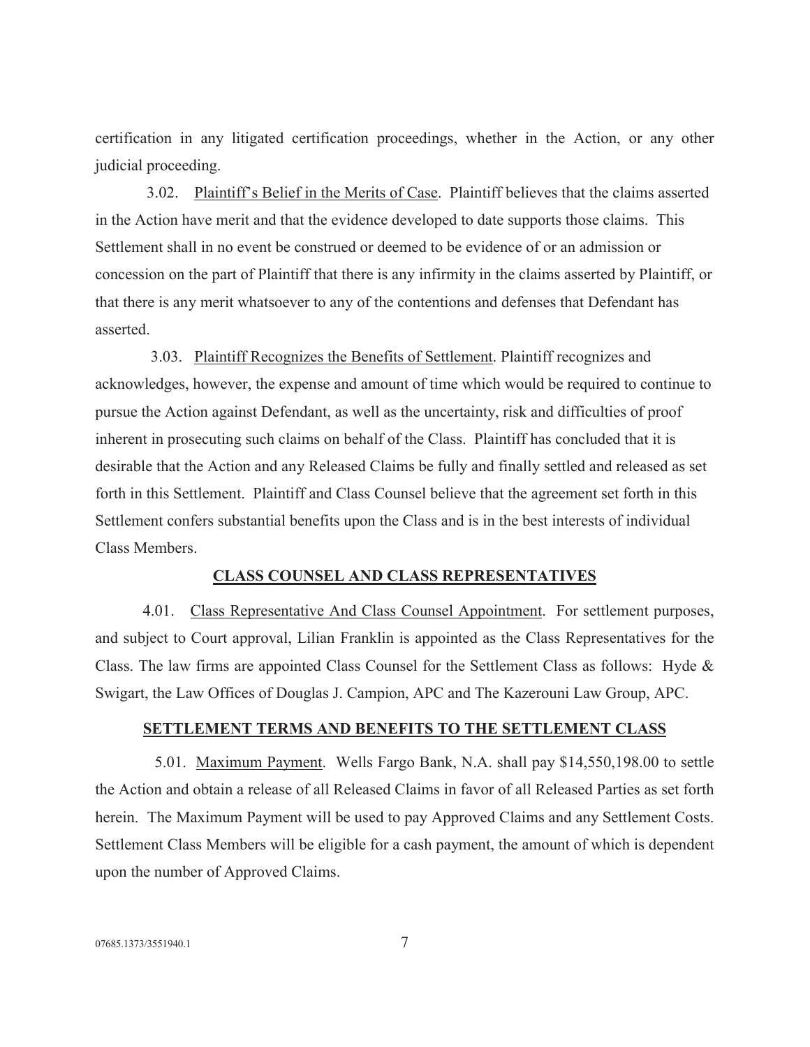certification in any litigated certification proceedings, whether in the Action, or any other judicial proceeding.

3.02. Plaintiff's Belief in the Merits of Case. Plaintiff believes that the claims asserted in the Action have merit and that the evidence developed to date supports those claims. This Settlement shall in no event be construed or deemed to be evidence of or an admission or concession on the part of Plaintiff that there is any infirmity in the claims asserted by Plaintiff, or that there is any merit whatsoever to any of the contentions and defenses that Defendant has asserted.

3.03. Plaintiff Recognizes the Benefits of Settlement. Plaintiff recognizes and acknowledges, however, the expense and amount of time which would be required to continue to pursue the Action against Defendant, as well as the uncertainty, risk and difficulties of proof inherent in prosecuting such claims on behalf of the Class. Plaintiff has concluded that it is desirable that the Action and any Released Claims be fully and finally settled and released as set forth in this Settlement. Plaintiff and Class Counsel believe that the agreement set forth in this Settlement confers substantial benefits upon the Class and is in the best interests of individual Class Members.

## CLASS COUNSEL AND CLASS REPRESENTATIVES

4.01. Class Representative And Class Counsel Appointment. For settlement purposes, and subject to Court approval, Lilian Franklin is appointed as the Class Representatives for the Class. The law firms are appointed Class Counsel for the Settlement Class as follows: Hyde & Swigart, the Law Offices of Douglas J. Campion, APC and The Kazerouni Law Group, APC.

## SETTLEMENT TERMS AND BENEFITS TO THE SETTLEMENT CLASS

5.01. Maximum Payment. Wells Fargo Bank, N.A. shall pay $14,550,198.00 to settle the Action and obtain a release of all Released Claims in favor of all Released Parties as set forth herein. The Maximum Payment will be used to pay Approved Claims and any Settlement Costs. Settlement Class Members will be eligible for a cash payment, the amount of which is dependent upon the number of Approved Claims.

07685.1373/3551940.1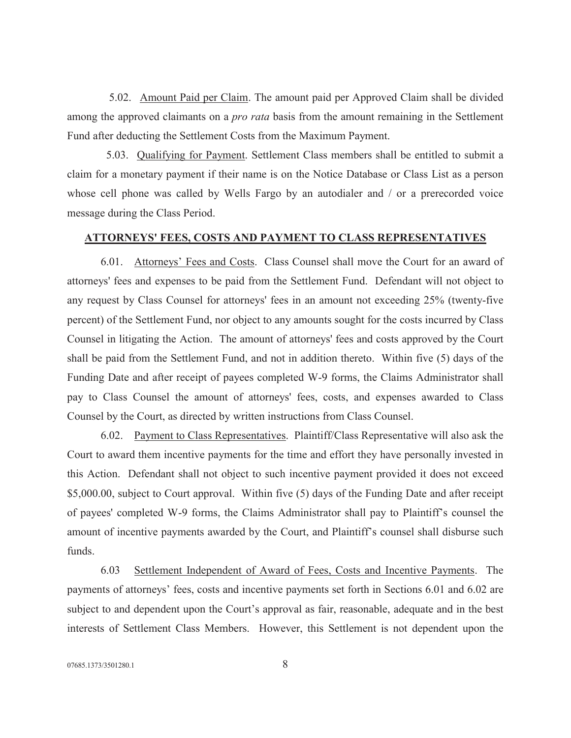5.02. Amount Paid per Claim. The amount paid per Approved Claim shall be divided among the approved claimants on a *pro rata* basis from the amount remaining in the Settlement Fund after deducting the Settlement Costs from the Maximum Payment.

5.03. Qualifying for Payment. Settlement Class members shall be entitled to submit a claim for a monetary payment if their name is on the Notice Database or Class List as a person whose cell phone was called by Wells Fargo by an autodialer and / or a prerecorded voice message during the Class Period.

## ATTORNEYS' FEES, COSTS AND PAYMENT TO CLASS REPRESENTATIVES

6.01. Attorneys' Fees and Costs. Class Counsel shall move the Court for an award of attorneys' fees and expenses to be paid from the Settlement Fund. Defendant will not object to any request by Class Counsel for attorneys' fees in an amount not exceeding 25% (twenty-five percent) of the Settlement Fund, nor object to any amounts sought for the costs incurred by Class Counsel in litigating the Action. The amount of attorneys' fees and costs approved by the Court shall be paid from the Settlement Fund, and not in addition thereto. Within five (5) days of the Funding Date and after receipt of payees completed W-9 forms, the Claims Administrator shall pay to Class Counsel the amount of attorneys' fees, costs, and expenses awarded to Class Counsel by the Court, as directed by written instructions from Class Counsel.

6.02. Payment to Class Representatives. Plaintiff/Class Representative will also ask the Court to award them incentive payments for the time and effort they have personally invested in this Action. Defendant shall not object to such incentive payment provided it does not exceed $5,000.00, subject to Court approval. Within five (5) days of the Funding Date and after receipt of payees' completed W-9 forms, the Claims Administrator shall pay to Plaintiff's counsel the amount of incentive payments awarded by the Court, and Plaintiff's counsel shall disburse such funds.

6.03 Settlement Independent of Award of Fees, Costs and Incentive Payments. The payments of attorneys' fees, costs and incentive payments set forth in Sections 6.01 and 6.02 are subject to and dependent upon the Court's approval as fair, reasonable, adequate and in the best interests of Settlement Class Members. However, this Settlement is not dependent upon the

07685.1373/3501280.1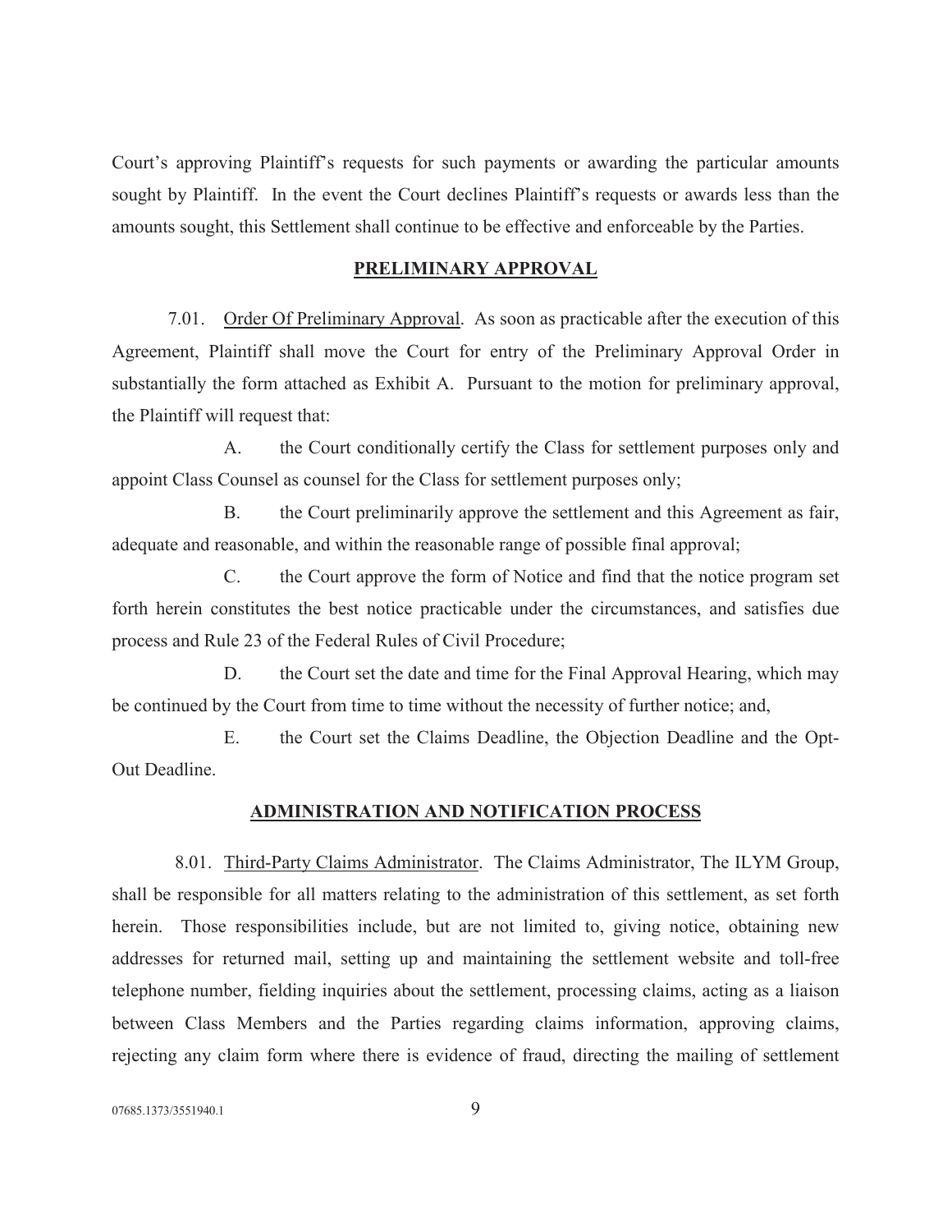Court's approving Plaintiff's requests for such payments or awarding the particular amounts sought by Plaintiff. In the event the Court declines Plaintiff's requests or awards less than the amounts sought, this Settlement shall continue to be effective and enforceable by the Parties.

## PRELIMINARY APPROVAL

7.01. Order Of Preliminary Approval. As soon as practicable after the execution of this Agreement, Plaintiff shall move the Court for entry of the Preliminary Approval Order in substantially the form attached as Exhibit A. Pursuant to the motion for preliminary approval, the Plaintiff will request that:

A. the Court conditionally certify the Class for settlement purposes only and appoint Class Counsel as counsel for the Class for settlement purposes only;

B. the Court preliminarily approve the settlement and this Agreement as fair, adequate and reasonable, and within the reasonable range of possible final approval;

C. the Court approve the form of Notice and find that the notice program set forth herein constitutes the best notice practicable under the circumstances, and satisfies due process and Rule 23 of the Federal Rules of Civil Procedure;

D. the Court set the date and time for the Final Approval Hearing, which may be continued by the Court from time to time without the necessity of further notice; and,

E. the Court set the Claims Deadline, the Objection Deadline and the Opt-Out Deadline.

## ADMINISTRATION AND NOTIFICATION PROCESS

8.01. Third-Party Claims Administrator. The Claims Administrator, The ILYM Group, shall be responsible for all matters relating to the administration of this settlement, as set forth herein. Those responsibilities include, but are not limited to, giving notice, obtaining new addresses for returned mail, setting up and maintaining the settlement website and toll-free telephone number, fielding inquiries about the settlement, processing claims, acting as a liaison between Class Members and the Parties regarding claims information, approving claims, rejecting any claim form where there is evidence of fraud, directing the mailing of settlement

07685.1373/3551940.1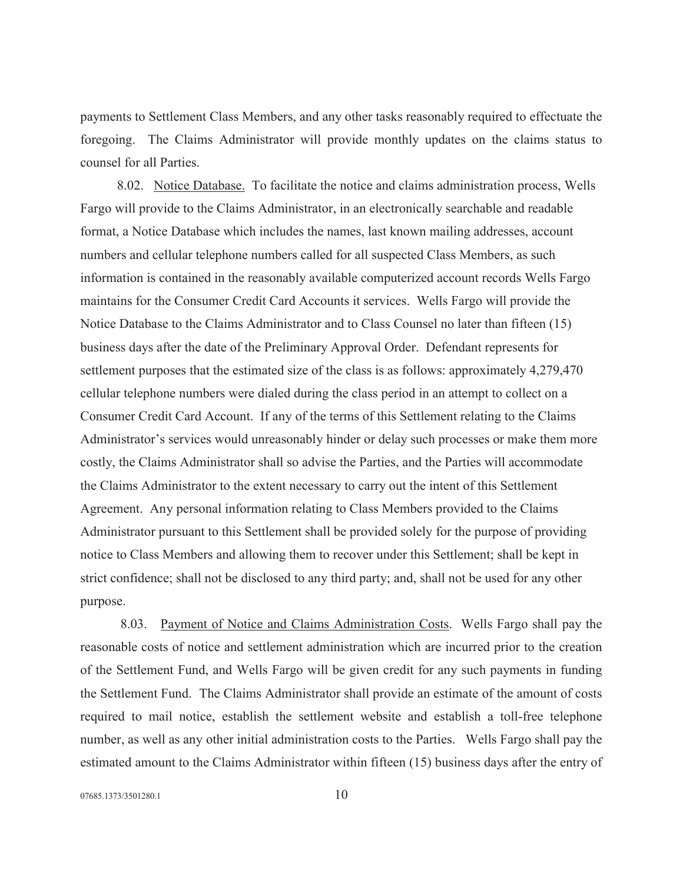payments to Settlement Class Members, and any other tasks reasonably required to effectuate the foregoing. The Claims Administrator will provide monthly updates on the claims status to counsel for all Parties.

8.02. Notice Database. To facilitate the notice and claims administration process, Wells Fargo will provide to the Claims Administrator, in an electronically searchable and readable format, a Notice Database which includes the names, last known mailing addresses, account numbers and cellular telephone numbers called for all suspected Class Members, as such information is contained in the reasonably available computerized account records Wells Fargo maintains for the Consumer Credit Card Accounts it services. Wells Fargo will provide the Notice Database to the Claims Administrator and to Class Counsel no later than fifteen (15) business days after the date of the Preliminary Approval Order. Defendant represents for settlement purposes that the estimated size of the class is as follows: approximately 4,279,470 cellular telephone numbers were dialed during the class period in an attempt to collect on a Consumer Credit Card Account. If any of the terms of this Settlement relating to the Claims Administrator's services would unreasonably hinder or delay such processes or make them more costly, the Claims Administrator shall so advise the Parties, and the Parties will accommodate the Claims Administrator to the extent necessary to carry out the intent of this Settlement Agreement. Any personal information relating to Class Members provided to the Claims Administrator pursuant to this Settlement shall be provided solely for the purpose of providing notice to Class Members and allowing them to recover under this Settlement; shall be kept in strict confidence; shall not be disclosed to any third party; and, shall not be used for any other purpose.

8.03. Payment of Notice and Claims Administration Costs. Wells Fargo shall pay the reasonable costs of notice and settlement administration which are incurred prior to the creation of the Settlement Fund, and Wells Fargo will be given credit for any such payments in funding the Settlement Fund. The Claims Administrator shall provide an estimate of the amount of costs required to mail notice, establish the settlement website and establish a toll-free telephone number, as well as any other initial administration costs to the Parties. Wells Fargo shall pay the estimated amount to the Claims Administrator within fifteen (15) business days after the entry of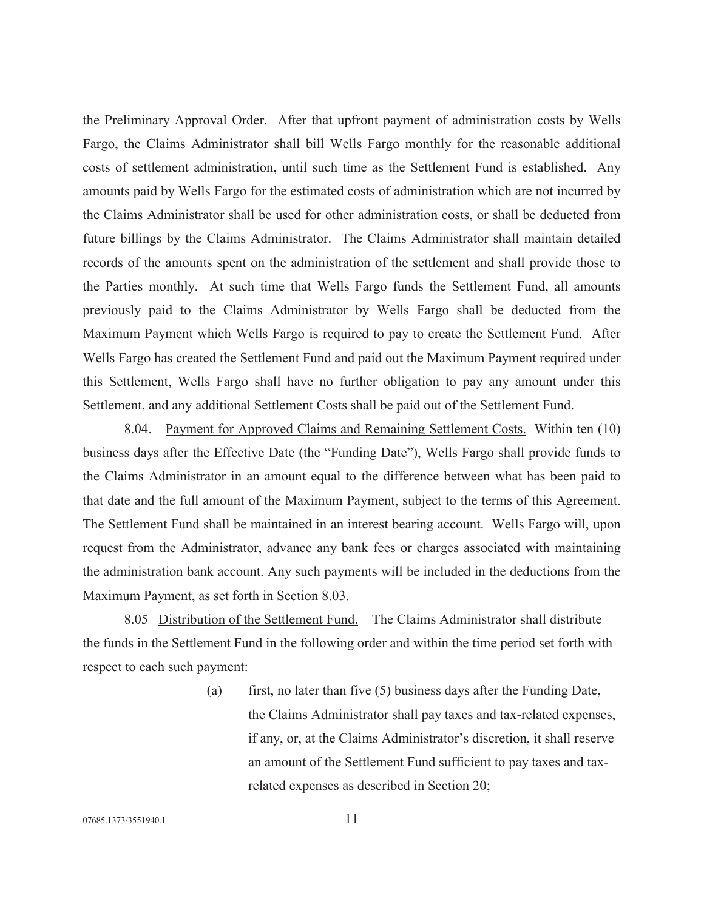the Preliminary Approval Order. After that upfront payment of administration costs by Wells Fargo, the Claims Administrator shall bill Wells Fargo monthly for the reasonable additional costs of settlement administration, until such time as the Settlement Fund is established. Any amounts paid by Wells Fargo for the estimated costs of administration which are not incurred by the Claims Administrator shall be used for other administration costs, or shall be deducted from future billings by the Claims Administrator. The Claims Administrator shall maintain detailed records of the amounts spent on the administration of the settlement and shall provide those to the Parties monthly. At such time that Wells Fargo funds the Settlement Fund, all amounts previously paid to the Claims Administrator by Wells Fargo shall be deducted from the Maximum Payment which Wells Fargo is required to pay to create the Settlement Fund. After Wells Fargo has created the Settlement Fund and paid out the Maximum Payment required under this Settlement, Wells Fargo shall have no further obligation to pay any amount under this Settlement, and any additional Settlement Costs shall be paid out of the Settlement Fund.

8.04. Payment for Approved Claims and Remaining Settlement Costs. Within ten (10) business days after the Effective Date (the "Funding Date"), Wells Fargo shall provide funds to the Claims Administrator in an amount equal to the difference between what has been paid to that date and the full amount of the Maximum Payment, subject to the terms of this Agreement. The Settlement Fund shall be maintained in an interest bearing account. Wells Fargo will, upon request from the Administrator, advance any bank fees or charges associated with maintaining the administration bank account. Any such payments will be included in the deductions from the Maximum Payment, as set forth in Section 8.03.

8.05 Distribution of the Settlement Fund. The Claims Administrator shall distribute the funds in the Settlement Fund in the following order and within the time period set forth with respect to each such payment:

(a) first, no later than five (5) business days after the Funding Date, the Claims Administrator shall pay taxes and tax-related expenses, if any, or, at the Claims Administrator's discretion, it shall reserve an amount of the Settlement Fund sufficient to pay taxes and tax-related expenses as described in Section 20;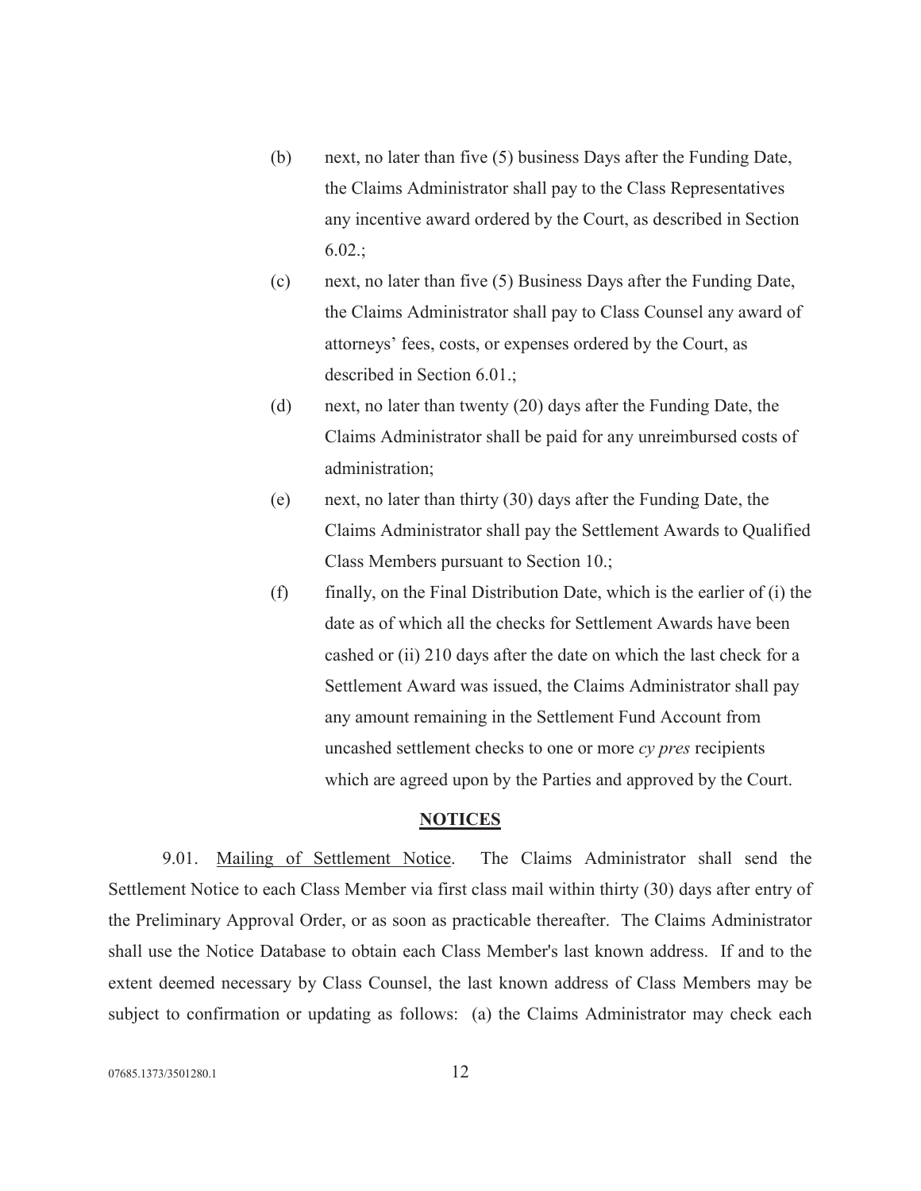(b) next, no later than five (5) business Days after the Funding Date, the Claims Administrator shall pay to the Class Representatives any incentive award ordered by the Court, as described in Section 6.02.;

(c) next, no later than five (5) Business Days after the Funding Date, the Claims Administrator shall pay to Class Counsel any award of attorneys' fees, costs, or expenses ordered by the Court, as described in Section 6.01.;

(d) next, no later than twenty (20) days after the Funding Date, the Claims Administrator shall be paid for any unreimbursed costs of administration;

(e) next, no later than thirty (30) days after the Funding Date, the Claims Administrator shall pay the Settlement Awards to Qualified Class Members pursuant to Section 10.;

(f) finally, on the Final Distribution Date, which is the earlier of (i) the date as of which all the checks for Settlement Awards have been cashed or (ii) 210 days after the date on which the last check for a Settlement Award was issued, the Claims Administrator shall pay any amount remaining in the Settlement Fund Account from uncashed settlement checks to one or more *cy pres* recipients which are agreed upon by the Parties and approved by the Court.

**NOTICES**

9.01. Mailing of Settlement Notice. The Claims Administrator shall send the Settlement Notice to each Class Member via first class mail within thirty (30) days after entry of the Preliminary Approval Order, or as soon as practicable thereafter. The Claims Administrator shall use the Notice Database to obtain each Class Member's last known address. If and to the extent deemed necessary by Class Counsel, the last known address of Class Members may be subject to confirmation or updating as follows: (a) the Claims Administrator may check each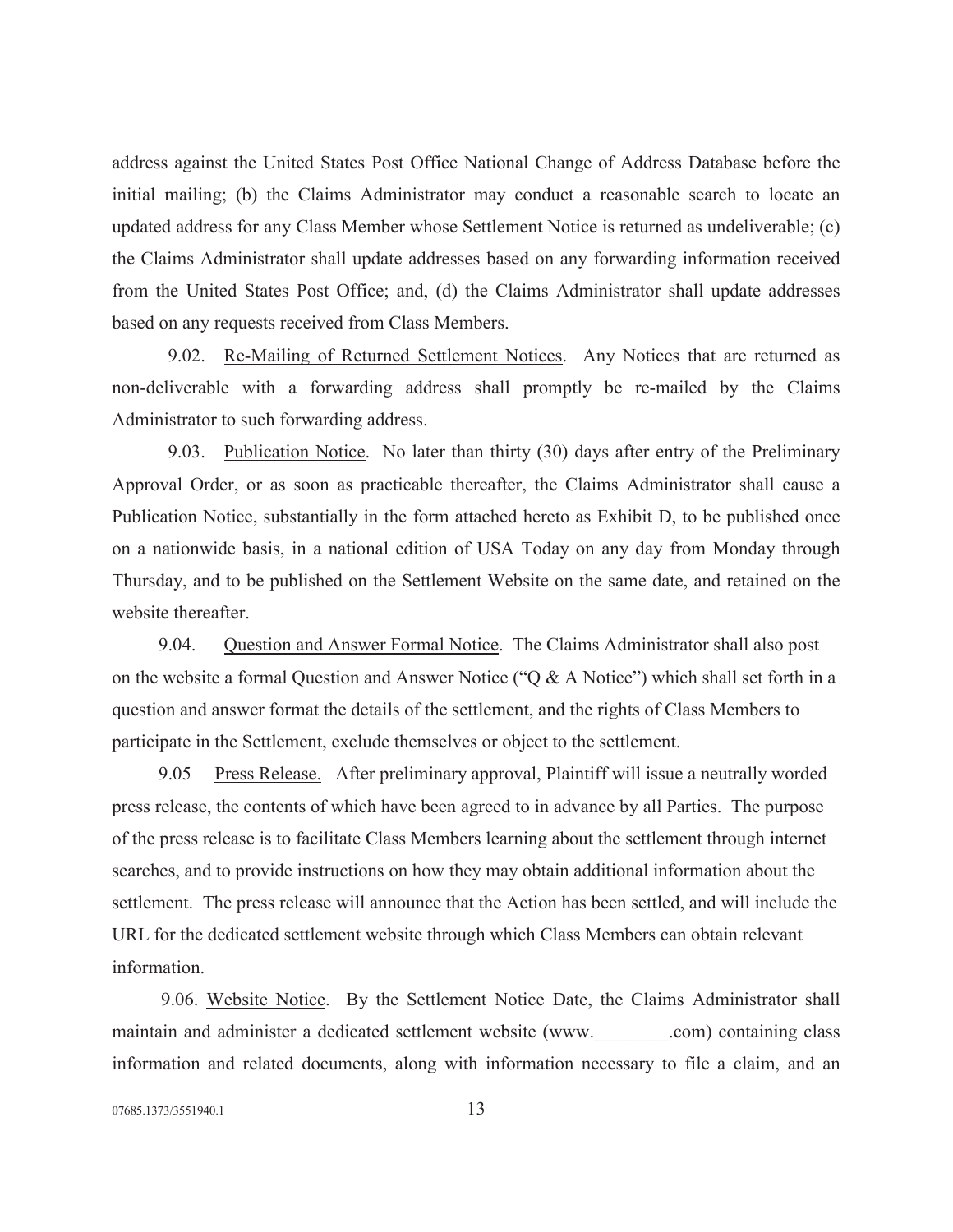address against the United States Post Office National Change of Address Database before the initial mailing; (b) the Claims Administrator may conduct a reasonable search to locate an updated address for any Class Member whose Settlement Notice is returned as undeliverable; (c) the Claims Administrator shall update addresses based on any forwarding information received from the United States Post Office; and, (d) the Claims Administrator shall update addresses based on any requests received from Class Members.

9.02. Re-Mailing of Returned Settlement Notices. Any Notices that are returned as non-deliverable with a forwarding address shall promptly be re-mailed by the Claims Administrator to such forwarding address.

9.03. Publication Notice. No later than thirty (30) days after entry of the Preliminary Approval Order, or as soon as practicable thereafter, the Claims Administrator shall cause a Publication Notice, substantially in the form attached hereto as Exhibit D, to be published once on a nationwide basis, in a national edition of USA Today on any day from Monday through Thursday, and to be published on the Settlement Website on the same date, and retained on the website thereafter.

9.04. Question and Answer Formal Notice. The Claims Administrator shall also post on the website a formal Question and Answer Notice ("Q & A Notice") which shall set forth in a question and answer format the details of the settlement, and the rights of Class Members to participate in the Settlement, exclude themselves or object to the settlement.

9.05 Press Release. After preliminary approval, Plaintiff will issue a neutrally worded press release, the contents of which have been agreed to in advance by all Parties. The purpose of the press release is to facilitate Class Members learning about the settlement through internet searches, and to provide instructions on how they may obtain additional information about the settlement. The press release will announce that the Action has been settled, and will include the URL for the dedicated settlement website through which Class Members can obtain relevant information.

9.06. Website Notice. By the Settlement Notice Date, the Claims Administrator shall maintain and administer a dedicated settlement website (www.________.com) containing class information and related documents, along with information necessary to file a claim, and an

07685.1373/3551940.1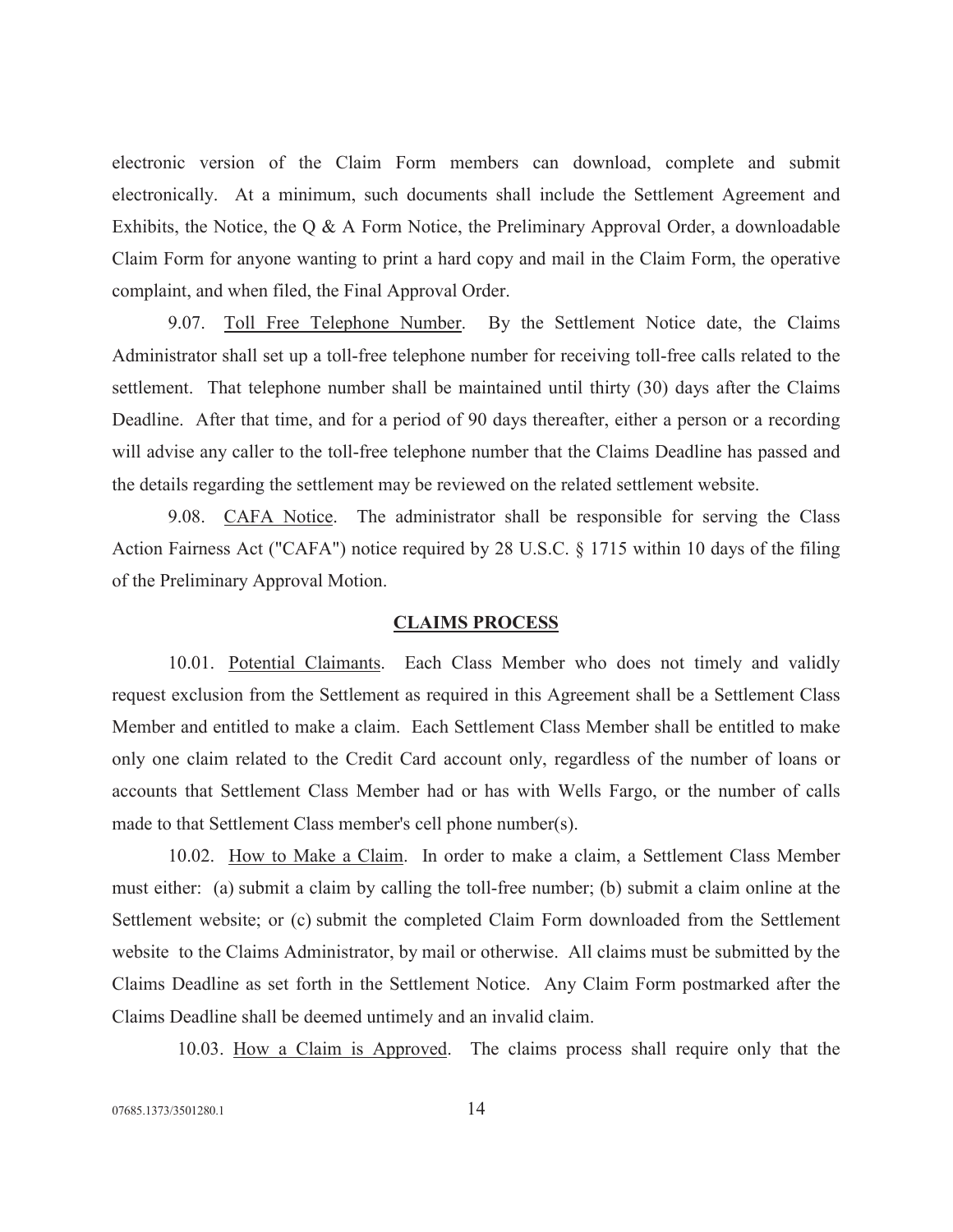electronic version of the Claim Form members can download, complete and submit electronically. At a minimum, such documents shall include the Settlement Agreement and Exhibits, the Notice, the Q & A Form Notice, the Preliminary Approval Order, a downloadable Claim Form for anyone wanting to print a hard copy and mail in the Claim Form, the operative complaint, and when filed, the Final Approval Order.

9.07. Toll Free Telephone Number. By the Settlement Notice date, the Claims Administrator shall set up a toll-free telephone number for receiving toll-free calls related to the settlement. That telephone number shall be maintained until thirty (30) days after the Claims Deadline. After that time, and for a period of 90 days thereafter, either a person or a recording will advise any caller to the toll-free telephone number that the Claims Deadline has passed and the details regarding the settlement may be reviewed on the related settlement website.

9.08. CAFA Notice. The administrator shall be responsible for serving the Class Action Fairness Act ("CAFA") notice required by 28 U.S.C. § 1715 within 10 days of the filing of the Preliminary Approval Motion.

## CLAIMS PROCESS

10.01. Potential Claimants. Each Class Member who does not timely and validly request exclusion from the Settlement as required in this Agreement shall be a Settlement Class Member and entitled to make a claim. Each Settlement Class Member shall be entitled to make only one claim related to the Credit Card account only, regardless of the number of loans or accounts that Settlement Class Member had or has with Wells Fargo, or the number of calls made to that Settlement Class member's cell phone number(s).

10.02. How to Make a Claim. In order to make a claim, a Settlement Class Member must either: (a) submit a claim by calling the toll-free number; (b) submit a claim online at the Settlement website; or (c) submit the completed Claim Form downloaded from the Settlement website to the Claims Administrator, by mail or otherwise. All claims must be submitted by the Claims Deadline as set forth in the Settlement Notice. Any Claim Form postmarked after the Claims Deadline shall be deemed untimely and an invalid claim.

10.03. How a Claim is Approved. The claims process shall require only that the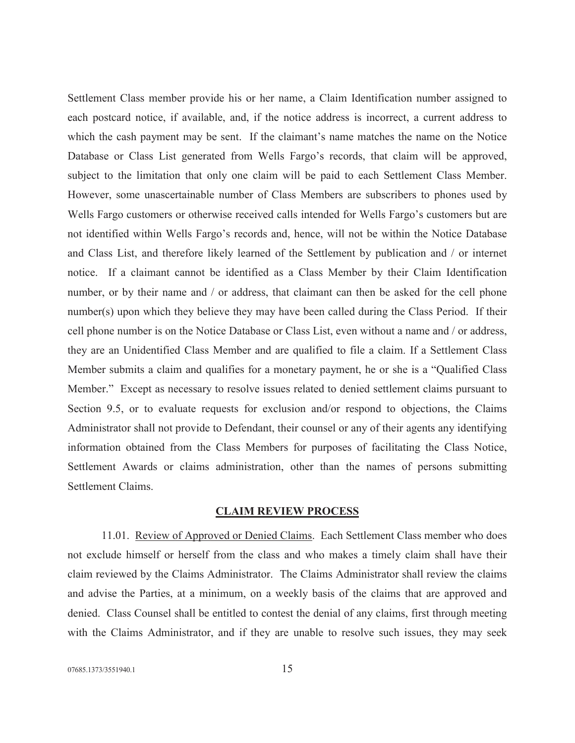Settlement Class member provide his or her name, a Claim Identification number assigned to each postcard notice, if available, and, if the notice address is incorrect, a current address to which the cash payment may be sent. If the claimant's name matches the name on the Notice Database or Class List generated from Wells Fargo's records, that claim will be approved, subject to the limitation that only one claim will be paid to each Settlement Class Member. However, some unascertainable number of Class Members are subscribers to phones used by Wells Fargo customers or otherwise received calls intended for Wells Fargo's customers but are not identified within Wells Fargo's records and, hence, will not be within the Notice Database and Class List, and therefore likely learned of the Settlement by publication and / or internet notice. If a claimant cannot be identified as a Class Member by their Claim Identification number, or by their name and / or address, that claimant can then be asked for the cell phone number(s) upon which they believe they may have been called during the Class Period. If their cell phone number is on the Notice Database or Class List, even without a name and / or address, they are an Unidentified Class Member and are qualified to file a claim. If a Settlement Class Member submits a claim and qualifies for a monetary payment, he or she is a "Qualified Class Member." Except as necessary to resolve issues related to denied settlement claims pursuant to Section 9.5, or to evaluate requests for exclusion and/or respond to objections, the Claims Administrator shall not provide to Defendant, their counsel or any of their agents any identifying information obtained from the Class Members for purposes of facilitating the Class Notice, Settlement Awards or claims administration, other than the names of persons submitting Settlement Claims.

## CLAIM REVIEW PROCESS

11.01. Review of Approved or Denied Claims. Each Settlement Class member who does not exclude himself or herself from the class and who makes a timely claim shall have their claim reviewed by the Claims Administrator. The Claims Administrator shall review the claims and advise the Parties, at a minimum, on a weekly basis of the claims that are approved and denied. Class Counsel shall be entitled to contest the denial of any claims, first through meeting with the Claims Administrator, and if they are unable to resolve such issues, they may seek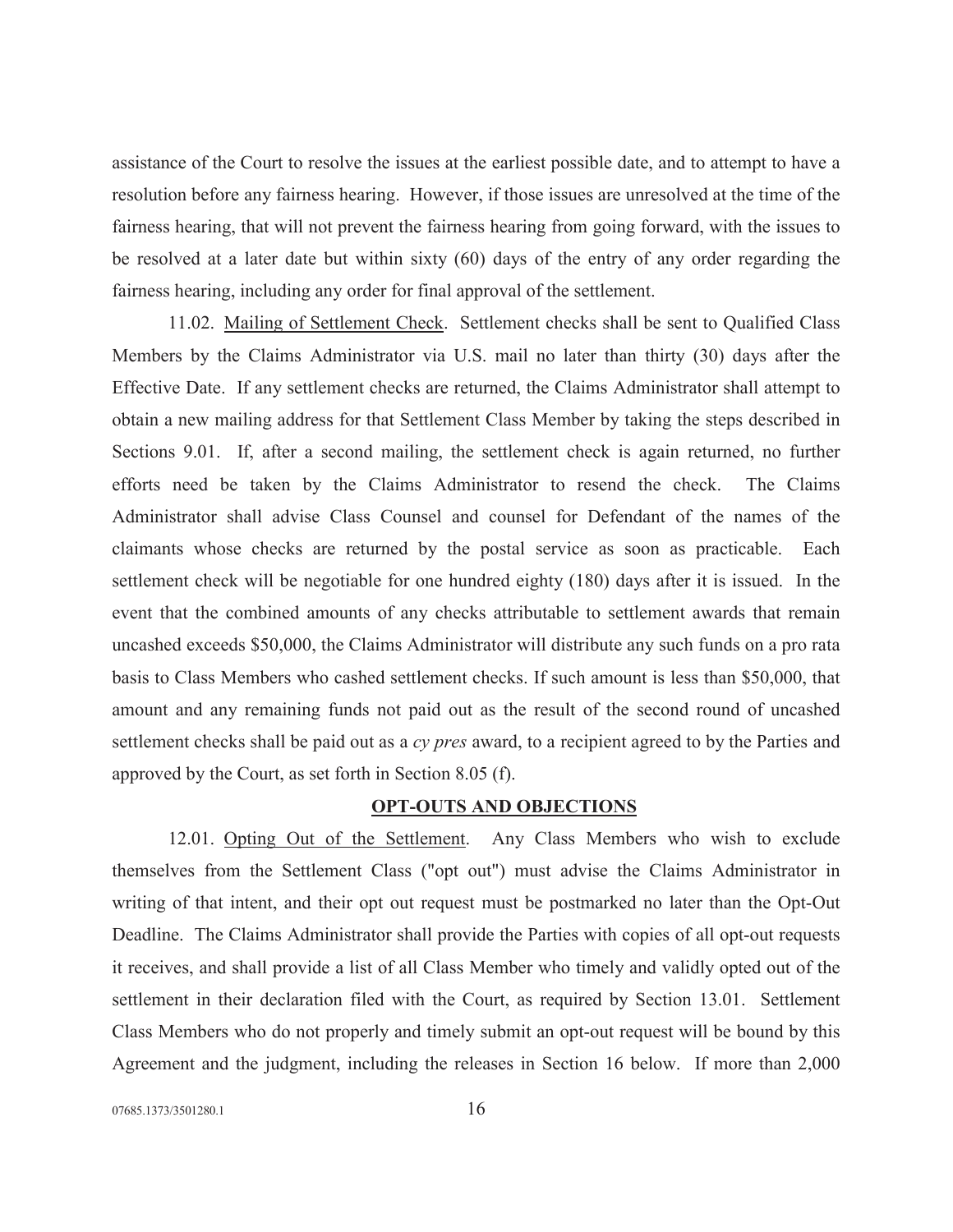assistance of the Court to resolve the issues at the earliest possible date, and to attempt to have a resolution before any fairness hearing. However, if those issues are unresolved at the time of the fairness hearing, that will not prevent the fairness hearing from going forward, with the issues to be resolved at a later date but within sixty (60) days of the entry of any order regarding the fairness hearing, including any order for final approval of the settlement.

11.02. Mailing of Settlement Check. Settlement checks shall be sent to Qualified Class Members by the Claims Administrator via U.S. mail no later than thirty (30) days after the Effective Date. If any settlement checks are returned, the Claims Administrator shall attempt to obtain a new mailing address for that Settlement Class Member by taking the steps described in Sections 9.01. If, after a second mailing, the settlement check is again returned, no further efforts need be taken by the Claims Administrator to resend the check. The Claims Administrator shall advise Class Counsel and counsel for Defendant of the names of the claimants whose checks are returned by the postal service as soon as practicable. Each settlement check will be negotiable for one hundred eighty (180) days after it is issued. In the event that the combined amounts of any checks attributable to settlement awards that remain uncashed exceeds $50,000, the Claims Administrator will distribute any such funds on a pro rata basis to Class Members who cashed settlement checks. If such amount is less than $50,000, that amount and any remaining funds not paid out as the result of the second round of uncashed settlement checks shall be paid out as a *cy pres* award, to a recipient agreed to by the Parties and approved by the Court, as set forth in Section 8.05 (f).

## OPT-OUTS AND OBJECTIONS

12.01. Opting Out of the Settlement. Any Class Members who wish to exclude themselves from the Settlement Class ("opt out") must advise the Claims Administrator in writing of that intent, and their opt out request must be postmarked no later than the Opt-Out Deadline. The Claims Administrator shall provide the Parties with copies of all opt-out requests it receives, and shall provide a list of all Class Member who timely and validly opted out of the settlement in their declaration filed with the Court, as required by Section 13.01. Settlement Class Members who do not properly and timely submit an opt-out request will be bound by this Agreement and the judgment, including the releases in Section 16 below. If more than 2,000

07685.1373/3501280.1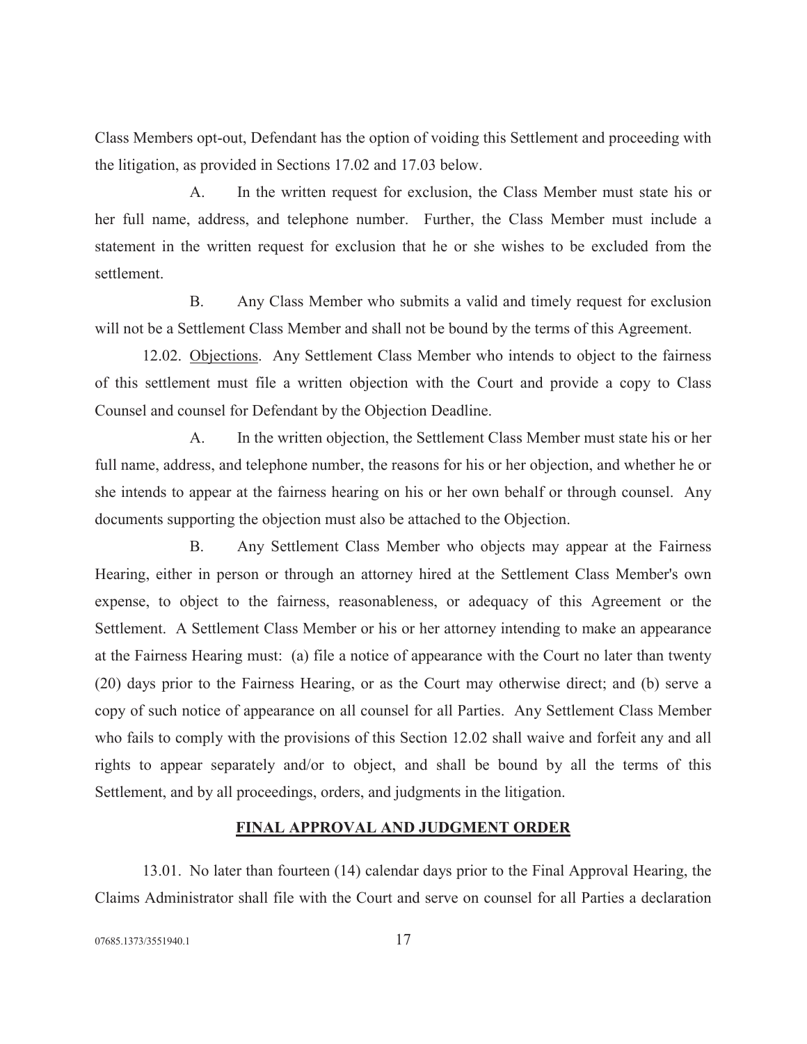Class Members opt-out, Defendant has the option of voiding this Settlement and proceeding with the litigation, as provided in Sections 17.02 and 17.03 below.

A. In the written request for exclusion, the Class Member must state his or her full name, address, and telephone number. Further, the Class Member must include a statement in the written request for exclusion that he or she wishes to be excluded from the settlement.

B. Any Class Member who submits a valid and timely request for exclusion will not be a Settlement Class Member and shall not be bound by the terms of this Agreement.

12.02. Objections. Any Settlement Class Member who intends to object to the fairness of this settlement must file a written objection with the Court and provide a copy to Class Counsel and counsel for Defendant by the Objection Deadline.

A. In the written objection, the Settlement Class Member must state his or her full name, address, and telephone number, the reasons for his or her objection, and whether he or she intends to appear at the fairness hearing on his or her own behalf or through counsel. Any documents supporting the objection must also be attached to the Objection.

B. Any Settlement Class Member who objects may appear at the Fairness Hearing, either in person or through an attorney hired at the Settlement Class Member's own expense, to object to the fairness, reasonableness, or adequacy of this Agreement or the Settlement. A Settlement Class Member or his or her attorney intending to make an appearance at the Fairness Hearing must: (a) file a notice of appearance with the Court no later than twenty (20) days prior to the Fairness Hearing, or as the Court may otherwise direct; and (b) serve a copy of such notice of appearance on all counsel for all Parties. Any Settlement Class Member who fails to comply with the provisions of this Section 12.02 shall waive and forfeit any and all rights to appear separately and/or to object, and shall be bound by all the terms of this Settlement, and by all proceedings, orders, and judgments in the litigation.

## FINAL APPROVAL AND JUDGMENT ORDER

13.01. No later than fourteen (14) calendar days prior to the Final Approval Hearing, the Claims Administrator shall file with the Court and serve on counsel for all Parties a declaration

07685.1373/3551940.1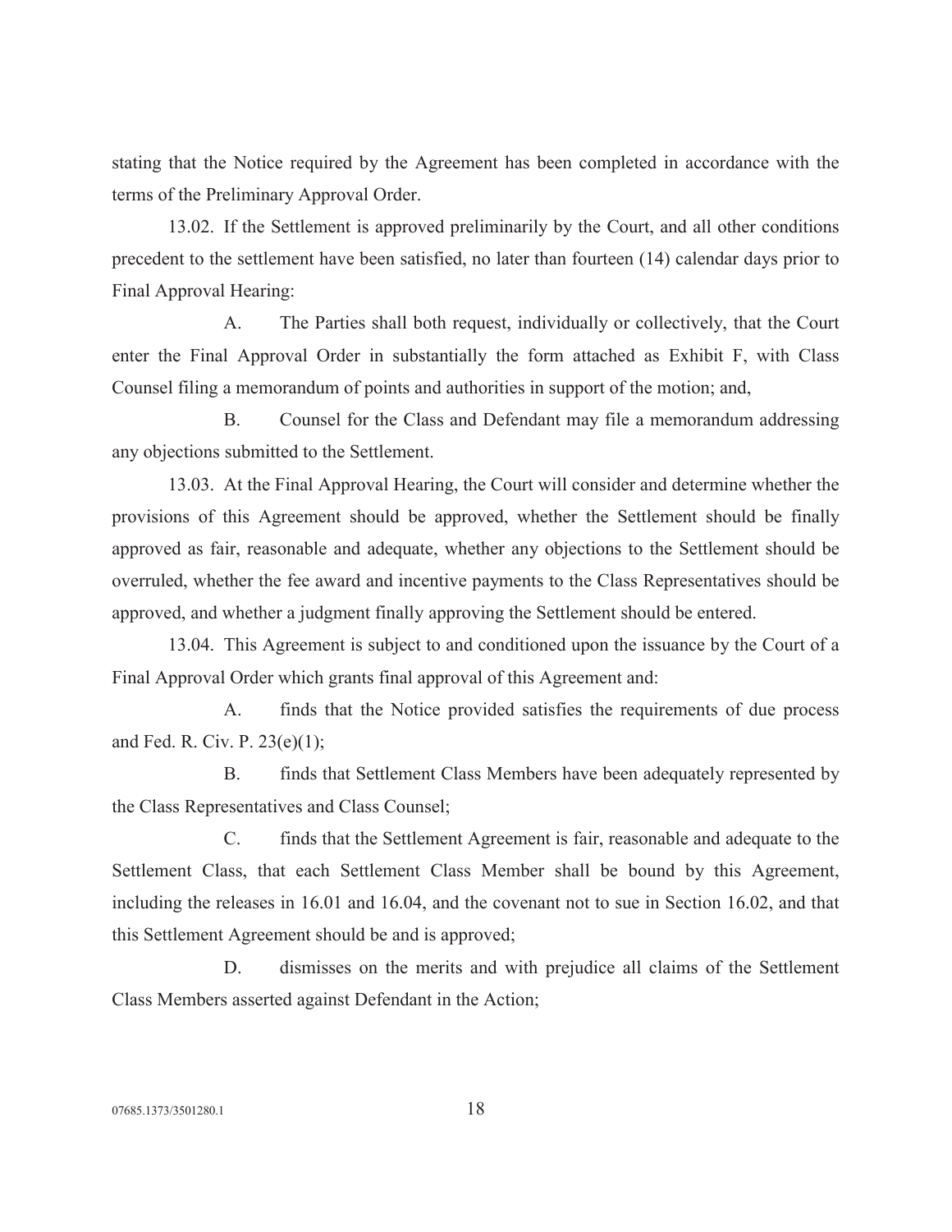stating that the Notice required by the Agreement has been completed in accordance with the terms of the Preliminary Approval Order.

13.02. If the Settlement is approved preliminarily by the Court, and all other conditions precedent to the settlement have been satisfied, no later than fourteen (14) calendar days prior to Final Approval Hearing:

A. The Parties shall both request, individually or collectively, that the Court enter the Final Approval Order in substantially the form attached as Exhibit F, with Class Counsel filing a memorandum of points and authorities in support of the motion; and,

B. Counsel for the Class and Defendant may file a memorandum addressing any objections submitted to the Settlement.

13.03. At the Final Approval Hearing, the Court will consider and determine whether the provisions of this Agreement should be approved, whether the Settlement should be finally approved as fair, reasonable and adequate, whether any objections to the Settlement should be overruled, whether the fee award and incentive payments to the Class Representatives should be approved, and whether a judgment finally approving the Settlement should be entered.

13.04. This Agreement is subject to and conditioned upon the issuance by the Court of a Final Approval Order which grants final approval of this Agreement and:

A. finds that the Notice provided satisfies the requirements of due process and Fed. R. Civ. P. 23(e)(1);

B. finds that Settlement Class Members have been adequately represented by the Class Representatives and Class Counsel;

C. finds that the Settlement Agreement is fair, reasonable and adequate to the Settlement Class, that each Settlement Class Member shall be bound by this Agreement, including the releases in 16.01 and 16.04, and the covenant not to sue in Section 16.02, and that this Settlement Agreement should be and is approved;

D. dismisses on the merits and with prejudice all claims of the Settlement Class Members asserted against Defendant in the Action;

07685.1373/3501280.1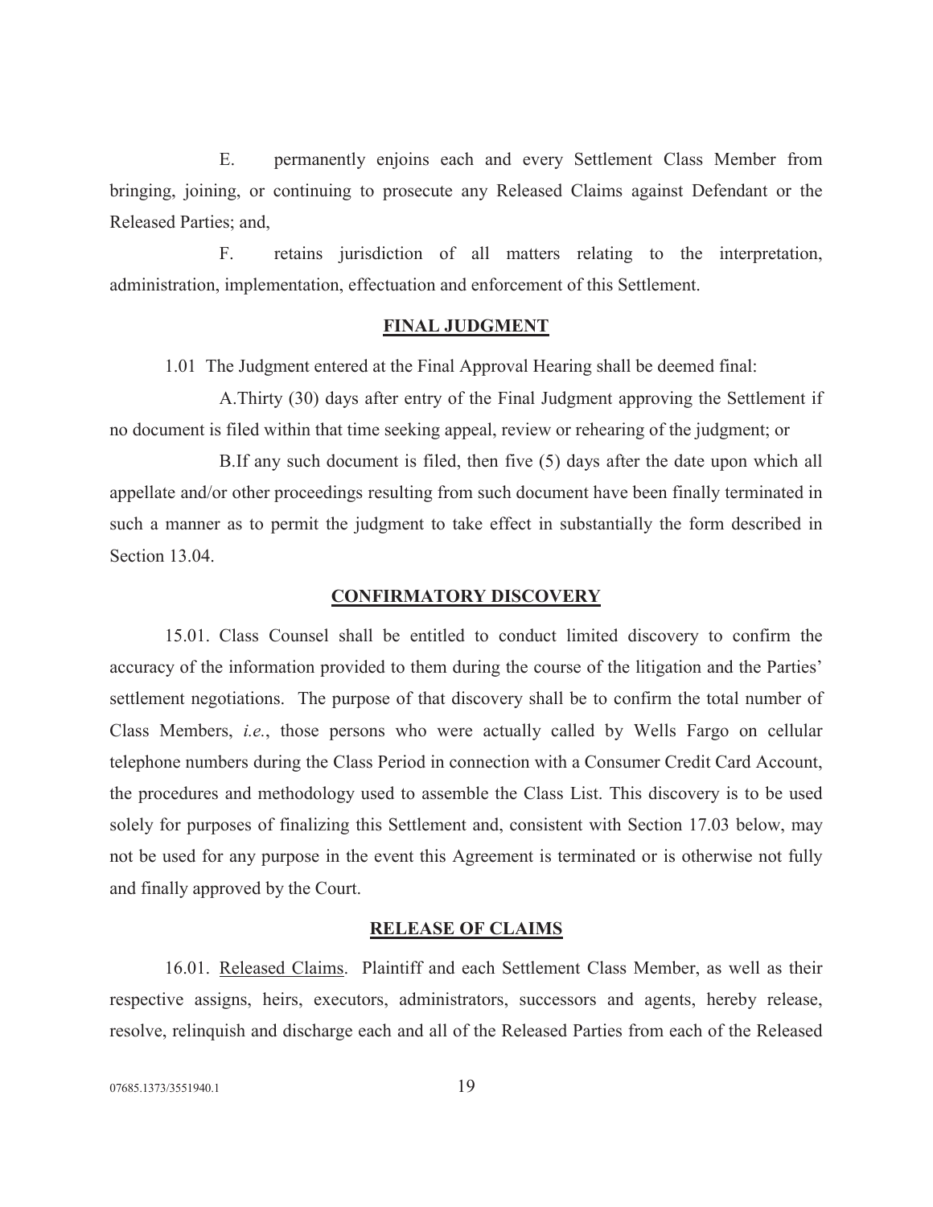E. permanently enjoins each and every Settlement Class Member from bringing, joining, or continuing to prosecute any Released Claims against Defendant or the Released Parties; and,

F. retains jurisdiction of all matters relating to the interpretation, administration, implementation, effectuation and enforcement of this Settlement.

## FINAL JUDGMENT

1.01 The Judgment entered at the Final Approval Hearing shall be deemed final:

A.Thirty (30) days after entry of the Final Judgment approving the Settlement if no document is filed within that time seeking appeal, review or rehearing of the judgment; or

B.If any such document is filed, then five (5) days after the date upon which all appellate and/or other proceedings resulting from such document have been finally terminated in such a manner as to permit the judgment to take effect in substantially the form described in Section 13.04.

## CONFIRMATORY DISCOVERY

15.01. Class Counsel shall be entitled to conduct limited discovery to confirm the accuracy of the information provided to them during the course of the litigation and the Parties' settlement negotiations. The purpose of that discovery shall be to confirm the total number of Class Members, *i.e.*, those persons who were actually called by Wells Fargo on cellular telephone numbers during the Class Period in connection with a Consumer Credit Card Account, the procedures and methodology used to assemble the Class List. This discovery is to be used solely for purposes of finalizing this Settlement and, consistent with Section 17.03 below, may not be used for any purpose in the event this Agreement is terminated or is otherwise not fully and finally approved by the Court.

## RELEASE OF CLAIMS

16.01. Released Claims. Plaintiff and each Settlement Class Member, as well as their respective assigns, heirs, executors, administrators, successors and agents, hereby release, resolve, relinquish and discharge each and all of the Released Parties from each of the Released

07685.1373/3551940.1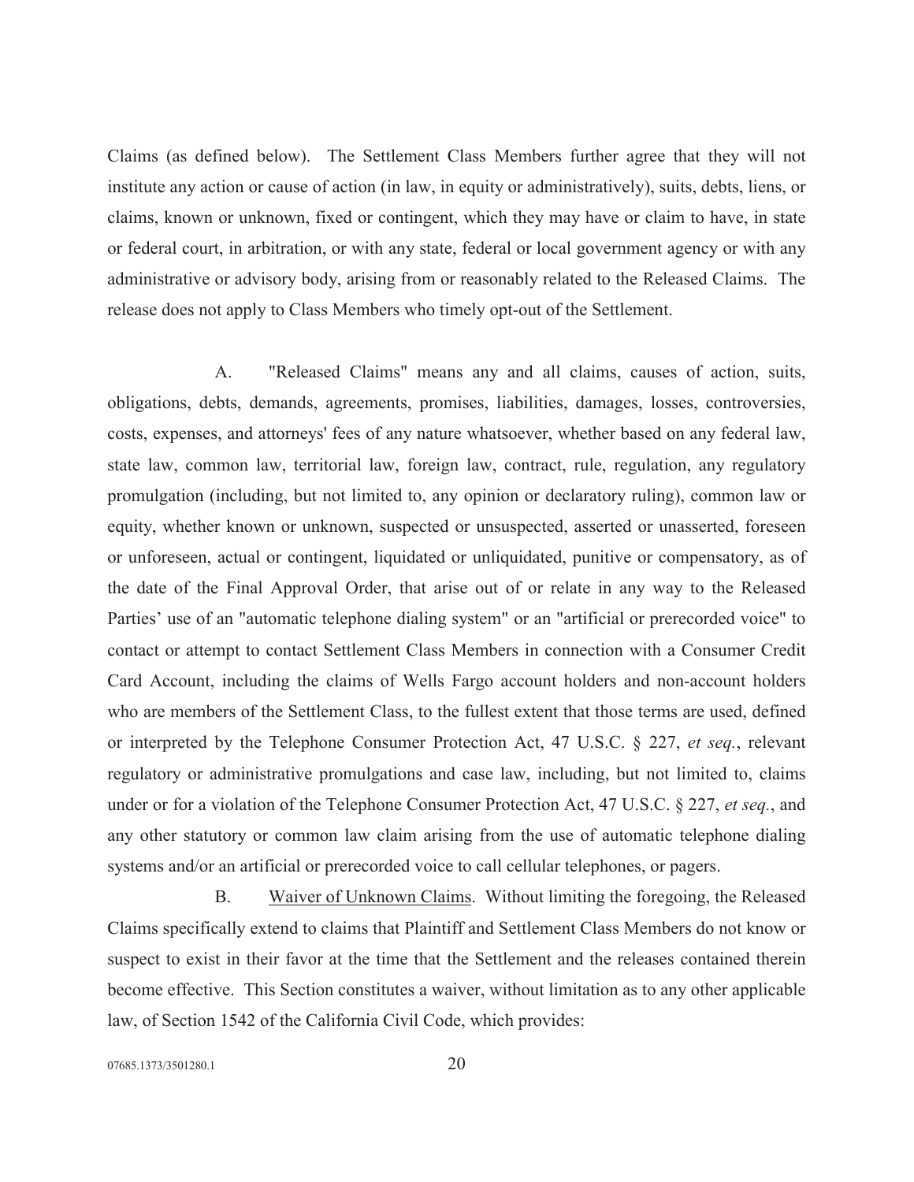Claims (as defined below). The Settlement Class Members further agree that they will not institute any action or cause of action (in law, in equity or administratively), suits, debts, liens, or claims, known or unknown, fixed or contingent, which they may have or claim to have, in state or federal court, in arbitration, or with any state, federal or local government agency or with any administrative or advisory body, arising from or reasonably related to the Released Claims. The release does not apply to Class Members who timely opt-out of the Settlement.

A. "Released Claims" means any and all claims, causes of action, suits, obligations, debts, demands, agreements, promises, liabilities, damages, losses, controversies, costs, expenses, and attorneys' fees of any nature whatsoever, whether based on any federal law, state law, common law, territorial law, foreign law, contract, rule, regulation, any regulatory promulgation (including, but not limited to, any opinion or declaratory ruling), common law or equity, whether known or unknown, suspected or unsuspected, asserted or unasserted, foreseen or unforeseen, actual or contingent, liquidated or unliquidated, punitive or compensatory, as of the date of the Final Approval Order, that arise out of or relate in any way to the Released Parties' use of an "automatic telephone dialing system" or an "artificial or prerecorded voice" to contact or attempt to contact Settlement Class Members in connection with a Consumer Credit Card Account, including the claims of Wells Fargo account holders and non-account holders who are members of the Settlement Class, to the fullest extent that those terms are used, defined or interpreted by the Telephone Consumer Protection Act, 47 U.S.C. § 227, *et seq.*, relevant regulatory or administrative promulgations and case law, including, but not limited to, claims under or for a violation of the Telephone Consumer Protection Act, 47 U.S.C. § 227, *et seq.*, and any other statutory or common law claim arising from the use of automatic telephone dialing systems and/or an artificial or prerecorded voice to call cellular telephones, or pagers.

B. Waiver of Unknown Claims. Without limiting the foregoing, the Released Claims specifically extend to claims that Plaintiff and Settlement Class Members do not know or suspect to exist in their favor at the time that the Settlement and the releases contained therein become effective. This Section constitutes a waiver, without limitation as to any other applicable law, of Section 1542 of the California Civil Code, which provides: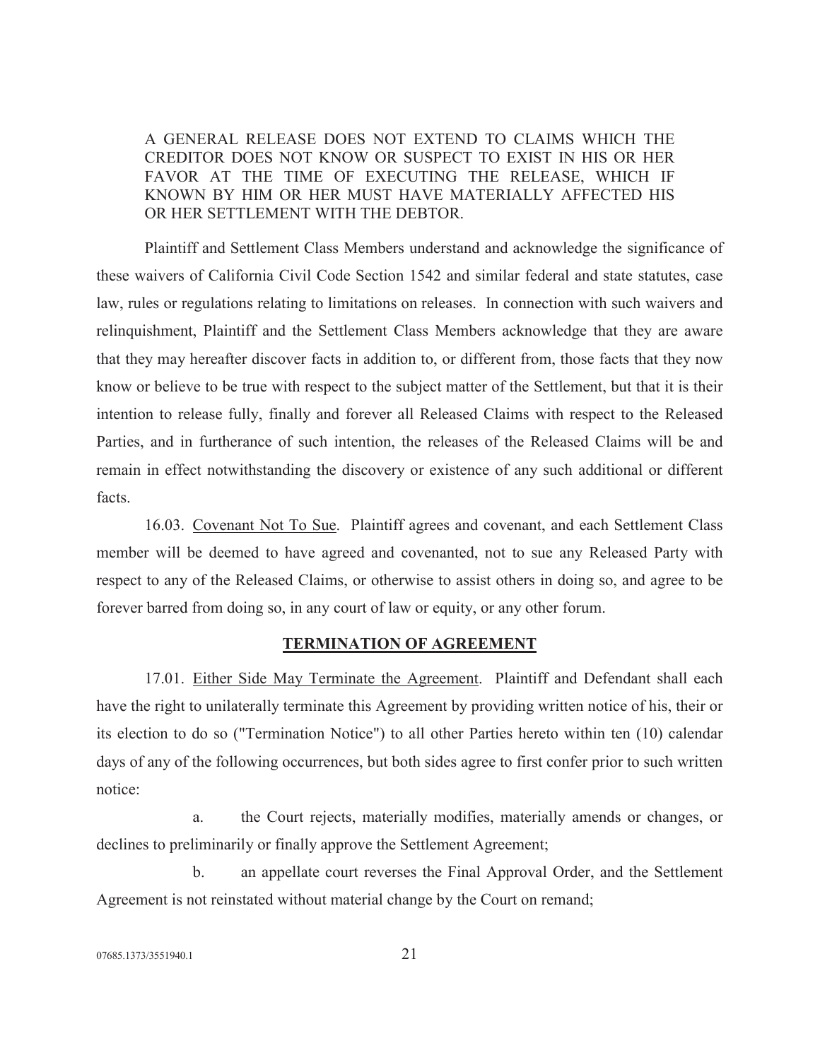A GENERAL RELEASE DOES NOT EXTEND TO CLAIMS WHICH THE CREDITOR DOES NOT KNOW OR SUSPECT TO EXIST IN HIS OR HER FAVOR AT THE TIME OF EXECUTING THE RELEASE, WHICH IF KNOWN BY HIM OR HER MUST HAVE MATERIALLY AFFECTED HIS OR HER SETTLEMENT WITH THE DEBTOR.

Plaintiff and Settlement Class Members understand and acknowledge the significance of these waivers of California Civil Code Section 1542 and similar federal and state statutes, case law, rules or regulations relating to limitations on releases. In connection with such waivers and relinquishment, Plaintiff and the Settlement Class Members acknowledge that they are aware that they may hereafter discover facts in addition to, or different from, those facts that they now know or believe to be true with respect to the subject matter of the Settlement, but that it is their intention to release fully, finally and forever all Released Claims with respect to the Released Parties, and in furtherance of such intention, the releases of the Released Claims will be and remain in effect notwithstanding the discovery or existence of any such additional or different facts.

16.03. Covenant Not To Sue. Plaintiff agrees and covenant, and each Settlement Class member will be deemed to have agreed and covenanted, not to sue any Released Party with respect to any of the Released Claims, or otherwise to assist others in doing so, and agree to be forever barred from doing so, in any court of law or equity, or any other forum.

## TERMINATION OF AGREEMENT

17.01. Either Side May Terminate the Agreement. Plaintiff and Defendant shall each have the right to unilaterally terminate this Agreement by providing written notice of his, their or its election to do so ("Termination Notice") to all other Parties hereto within ten (10) calendar days of any of the following occurrences, but both sides agree to first confer prior to such written notice:

a. the Court rejects, materially modifies, materially amends or changes, or declines to preliminarily or finally approve the Settlement Agreement;

b. an appellate court reverses the Final Approval Order, and the Settlement Agreement is not reinstated without material change by the Court on remand;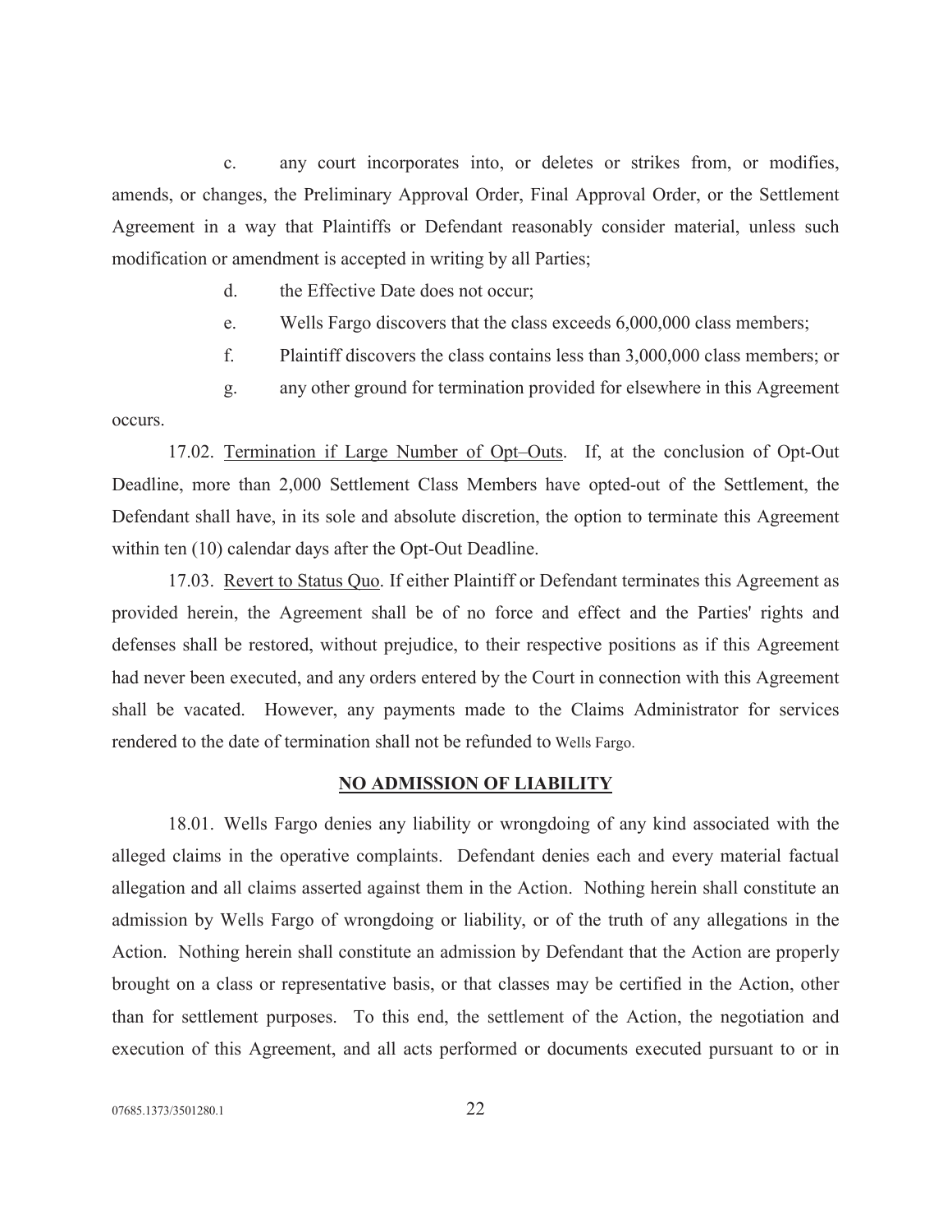c. any court incorporates into, or deletes or strikes from, or modifies, amends, or changes, the Preliminary Approval Order, Final Approval Order, or the Settlement Agreement in a way that Plaintiffs or Defendant reasonably consider material, unless such modification or amendment is accepted in writing by all Parties;

d. the Effective Date does not occur;

e. Wells Fargo discovers that the class exceeds 6,000,000 class members;

f. Plaintiff discovers the class contains less than 3,000,000 class members; or

g. any other ground for termination provided for elsewhere in this Agreement occurs.

17.02. Termination if Large Number of Opt–Outs. If, at the conclusion of Opt-Out Deadline, more than 2,000 Settlement Class Members have opted-out of the Settlement, the Defendant shall have, in its sole and absolute discretion, the option to terminate this Agreement within ten (10) calendar days after the Opt-Out Deadline.

17.03. Revert to Status Quo. If either Plaintiff or Defendant terminates this Agreement as provided herein, the Agreement shall be of no force and effect and the Parties' rights and defenses shall be restored, without prejudice, to their respective positions as if this Agreement had never been executed, and any orders entered by the Court in connection with this Agreement shall be vacated. However, any payments made to the Claims Administrator for services rendered to the date of termination shall not be refunded to Wells Fargo.

## NO ADMISSION OF LIABILITY

18.01. Wells Fargo denies any liability or wrongdoing of any kind associated with the alleged claims in the operative complaints. Defendant denies each and every material factual allegation and all claims asserted against them in the Action. Nothing herein shall constitute an admission by Wells Fargo of wrongdoing or liability, or of the truth of any allegations in the Action. Nothing herein shall constitute an admission by Defendant that the Action are properly brought on a class or representative basis, or that classes may be certified in the Action, other than for settlement purposes. To this end, the settlement of the Action, the negotiation and execution of this Agreement, and all acts performed or documents executed pursuant to or in

07685.1373/3501280.1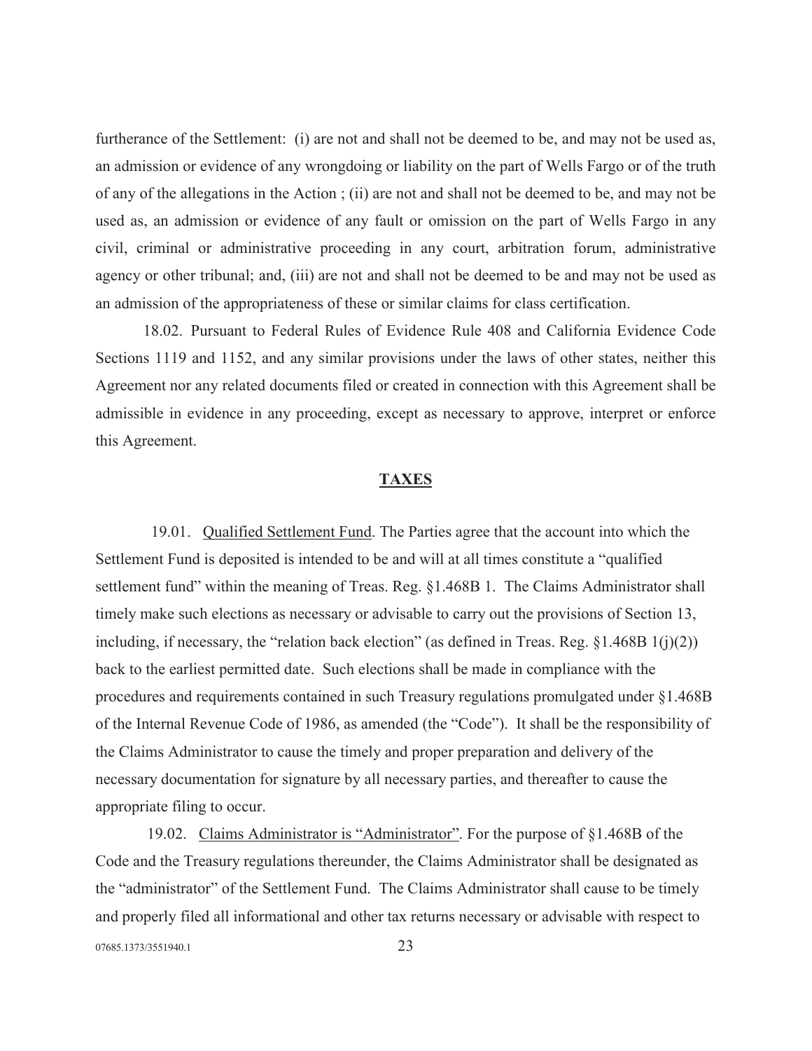furtherance of the Settlement: (i) are not and shall not be deemed to be, and may not be used as, an admission or evidence of any wrongdoing or liability on the part of Wells Fargo or of the truth of any of the allegations in the Action ; (ii) are not and shall not be deemed to be, and may not be used as, an admission or evidence of any fault or omission on the part of Wells Fargo in any civil, criminal or administrative proceeding in any court, arbitration forum, administrative agency or other tribunal; and, (iii) are not and shall not be deemed to be and may not be used as an admission of the appropriateness of these or similar claims for class certification.

18.02. Pursuant to Federal Rules of Evidence Rule 408 and California Evidence Code Sections 1119 and 1152, and any similar provisions under the laws of other states, neither this Agreement nor any related documents filed or created in connection with this Agreement shall be admissible in evidence in any proceeding, except as necessary to approve, interpret or enforce this Agreement.

## TAXES

19.01. Qualified Settlement Fund. The Parties agree that the account into which the Settlement Fund is deposited is intended to be and will at all times constitute a "qualified settlement fund" within the meaning of Treas. Reg. §1.468B 1. The Claims Administrator shall timely make such elections as necessary or advisable to carry out the provisions of Section 13, including, if necessary, the "relation back election" (as defined in Treas. Reg. §1.468B 1(j)(2)) back to the earliest permitted date. Such elections shall be made in compliance with the procedures and requirements contained in such Treasury regulations promulgated under §1.468B of the Internal Revenue Code of 1986, as amended (the "Code"). It shall be the responsibility of the Claims Administrator to cause the timely and proper preparation and delivery of the necessary documentation for signature by all necessary parties, and thereafter to cause the appropriate filing to occur.

19.02. Claims Administrator is "Administrator". For the purpose of §1.468B of the Code and the Treasury regulations thereunder, the Claims Administrator shall be designated as the "administrator" of the Settlement Fund. The Claims Administrator shall cause to be timely and properly filed all informational and other tax returns necessary or advisable with respect to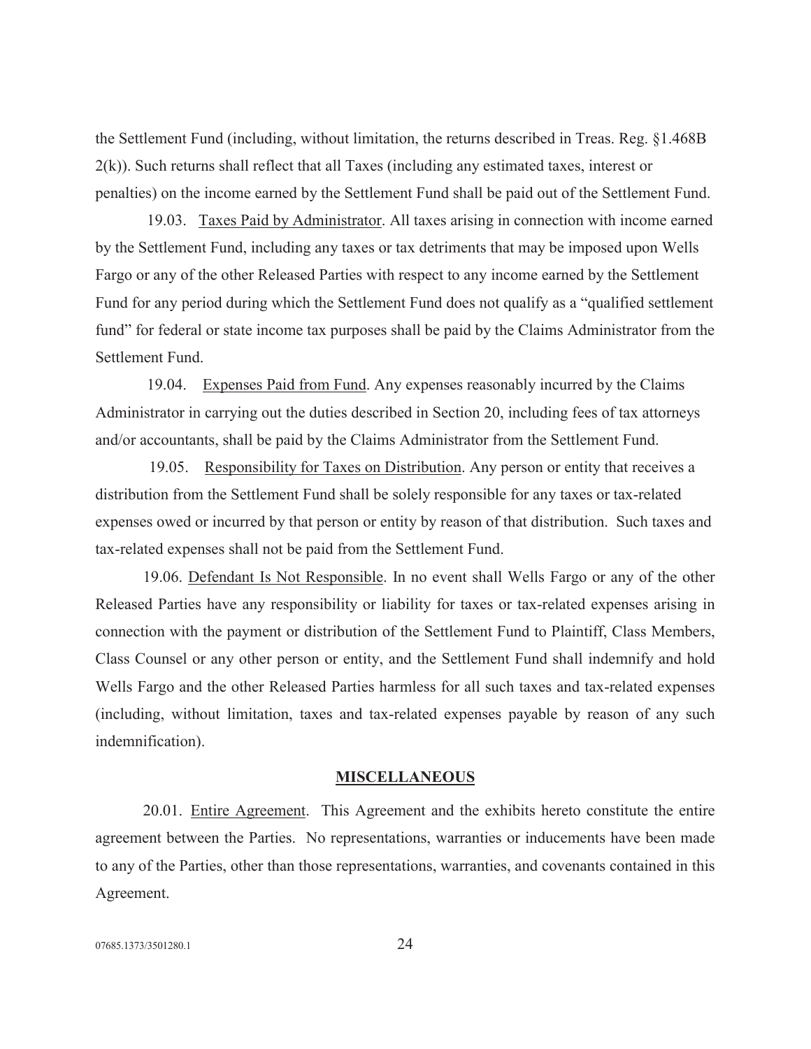the Settlement Fund (including, without limitation, the returns described in Treas. Reg. §1.468B 2(k)). Such returns shall reflect that all Taxes (including any estimated taxes, interest or penalties) on the income earned by the Settlement Fund shall be paid out of the Settlement Fund.

19.03. Taxes Paid by Administrator. All taxes arising in connection with income earned by the Settlement Fund, including any taxes or tax detriments that may be imposed upon Wells Fargo or any of the other Released Parties with respect to any income earned by the Settlement Fund for any period during which the Settlement Fund does not qualify as a "qualified settlement fund" for federal or state income tax purposes shall be paid by the Claims Administrator from the Settlement Fund.

19.04. Expenses Paid from Fund. Any expenses reasonably incurred by the Claims Administrator in carrying out the duties described in Section 20, including fees of tax attorneys and/or accountants, shall be paid by the Claims Administrator from the Settlement Fund.

19.05. Responsibility for Taxes on Distribution. Any person or entity that receives a distribution from the Settlement Fund shall be solely responsible for any taxes or tax-related expenses owed or incurred by that person or entity by reason of that distribution. Such taxes and tax-related expenses shall not be paid from the Settlement Fund.

19.06. Defendant Is Not Responsible. In no event shall Wells Fargo or any of the other Released Parties have any responsibility or liability for taxes or tax-related expenses arising in connection with the payment or distribution of the Settlement Fund to Plaintiff, Class Members, Class Counsel or any other person or entity, and the Settlement Fund shall indemnify and hold Wells Fargo and the other Released Parties harmless for all such taxes and tax-related expenses (including, without limitation, taxes and tax-related expenses payable by reason of any such indemnification).

## MISCELLANEOUS

20.01. Entire Agreement. This Agreement and the exhibits hereto constitute the entire agreement between the Parties. No representations, warranties or inducements have been made to any of the Parties, other than those representations, warranties, and covenants contained in this Agreement.

07685.1373/3501280.1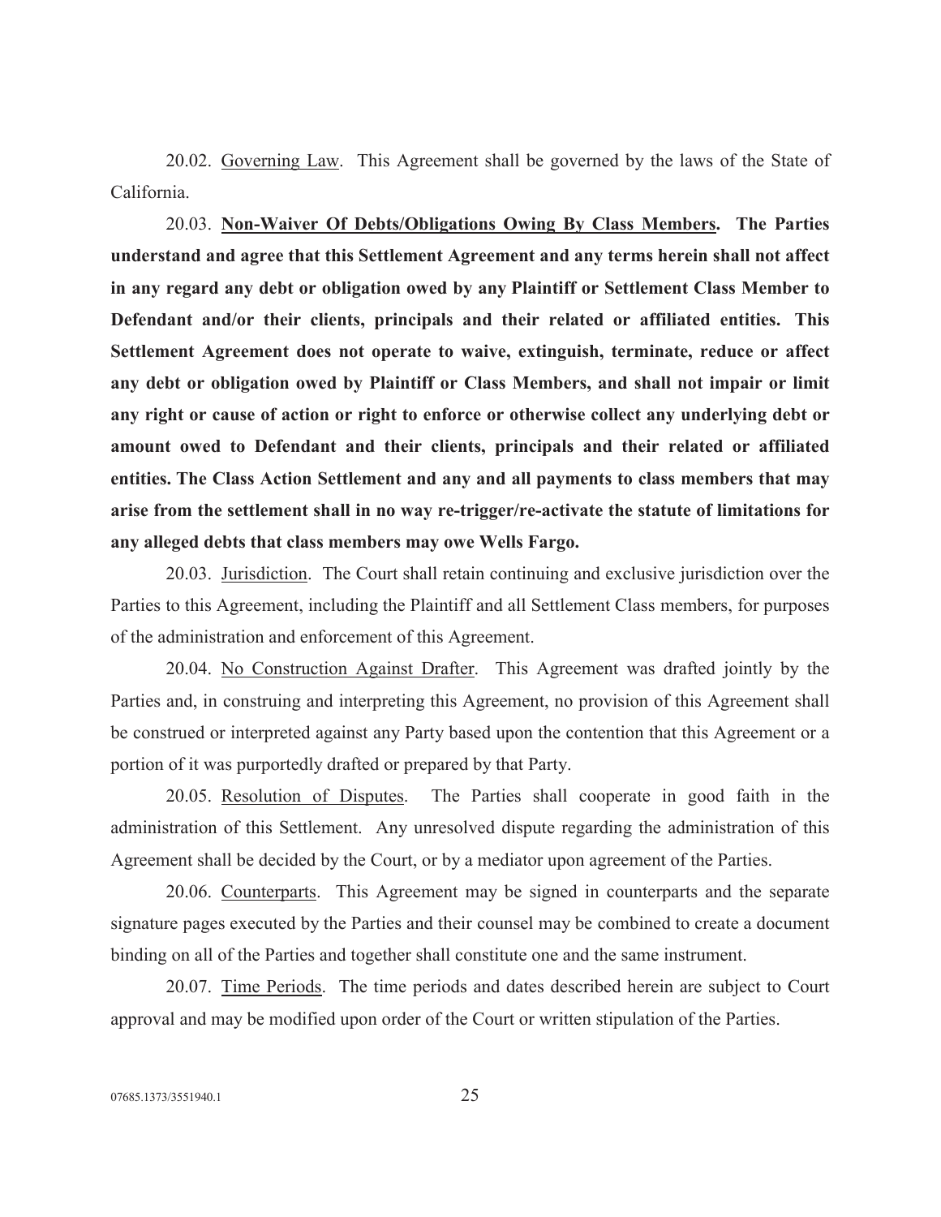20.02. Governing Law. This Agreement shall be governed by the laws of the State of California.

20.03. **Non-Waiver Of Debts/Obligations Owing By Class Members. The Parties understand and agree that this Settlement Agreement and any terms herein shall not affect in any regard any debt or obligation owed by any Plaintiff or Settlement Class Member to Defendant and/or their clients, principals and their related or affiliated entities. This Settlement Agreement does not operate to waive, extinguish, terminate, reduce or affect any debt or obligation owed by Plaintiff or Class Members, and shall not impair or limit any right or cause of action or right to enforce or otherwise collect any underlying debt or amount owed to Defendant and their clients, principals and their related or affiliated entities. The Class Action Settlement and any and all payments to class members that may arise from the settlement shall in no way re-trigger/re-activate the statute of limitations for any alleged debts that class members may owe Wells Fargo.**

20.03. Jurisdiction. The Court shall retain continuing and exclusive jurisdiction over the Parties to this Agreement, including the Plaintiff and all Settlement Class members, for purposes of the administration and enforcement of this Agreement.

20.04. No Construction Against Drafter. This Agreement was drafted jointly by the Parties and, in construing and interpreting this Agreement, no provision of this Agreement shall be construed or interpreted against any Party based upon the contention that this Agreement or a portion of it was purportedly drafted or prepared by that Party.

20.05. Resolution of Disputes. The Parties shall cooperate in good faith in the administration of this Settlement. Any unresolved dispute regarding the administration of this Agreement shall be decided by the Court, or by a mediator upon agreement of the Parties.

20.06. Counterparts. This Agreement may be signed in counterparts and the separate signature pages executed by the Parties and their counsel may be combined to create a document binding on all of the Parties and together shall constitute one and the same instrument.

20.07. Time Periods. The time periods and dates described herein are subject to Court approval and may be modified upon order of the Court or written stipulation of the Parties.

07685.1373/3551940.1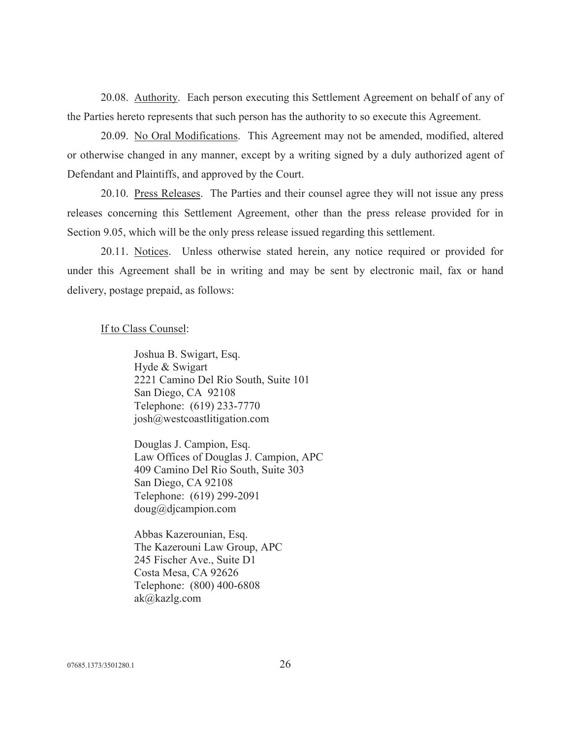20.08. Authority. Each person executing this Settlement Agreement on behalf of any of the Parties hereto represents that such person has the authority to so execute this Agreement.

20.09. No Oral Modifications. This Agreement may not be amended, modified, altered or otherwise changed in any manner, except by a writing signed by a duly authorized agent of Defendant and Plaintiffs, and approved by the Court.

20.10. Press Releases. The Parties and their counsel agree they will not issue any press releases concerning this Settlement Agreement, other than the press release provided for in Section 9.05, which will be the only press release issued regarding this settlement.

20.11. Notices. Unless otherwise stated herein, any notice required or provided for under this Agreement shall be in writing and may be sent by electronic mail, fax or hand delivery, postage prepaid, as follows:

If to Class Counsel:

Joshua B. Swigart, Esq.
Hyde & Swigart
2221 Camino Del Rio South, Suite 101
San Diego, CA 92108
Telephone: (619) 233-7770
josh@westcoastlitigation.com

Douglas J. Campion, Esq.
Law Offices of Douglas J. Campion, APC
409 Camino Del Rio South, Suite 303
San Diego, CA 92108
Telephone: (619) 299-2091
doug@djcampion.com

Abbas Kazerounian, Esq.
The Kazerouni Law Group, APC
245 Fischer Ave., Suite D1
Costa Mesa, CA 92626
Telephone: (800) 400-6808
ak@kazlg.com

07685.1373/3501280.1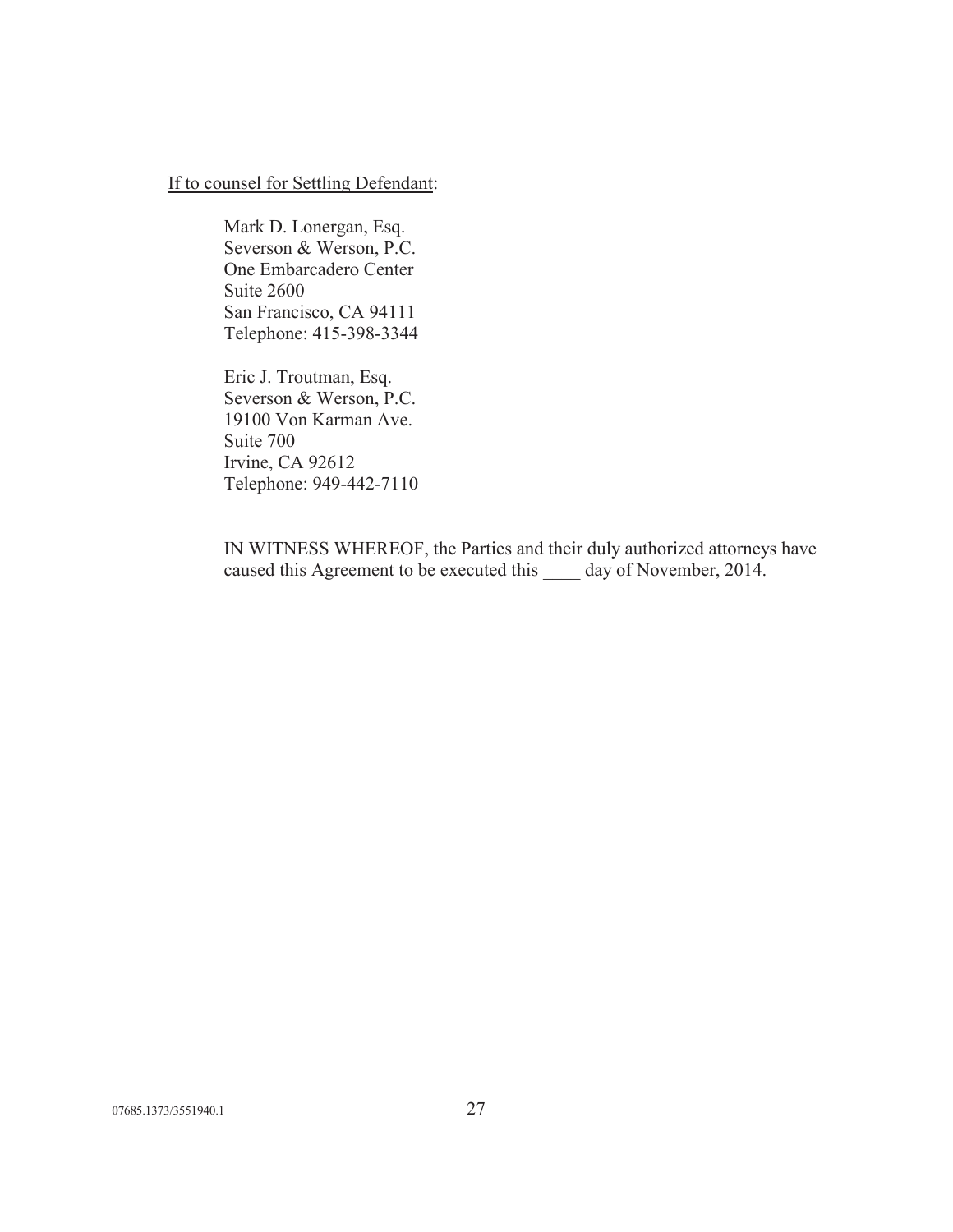<u>If to counsel for Settling Defendant</u>:

Mark D. Lonergan, Esq.
Severson & Werson, P.C.
One Embarcadero Center
Suite 2600
San Francisco, CA 94111
Telephone: 415-398-3344

Eric J. Troutman, Esq.
Severson & Werson, P.C.
19100 Von Karman Ave.
Suite 700
Irvine, CA 92612
Telephone: 949-442-7110

IN WITNESS WHEREOF, the Parties and their duly authorized attorneys have caused this Agreement to be executed this ____ day of November, 2014.

07685.1373/3551940.1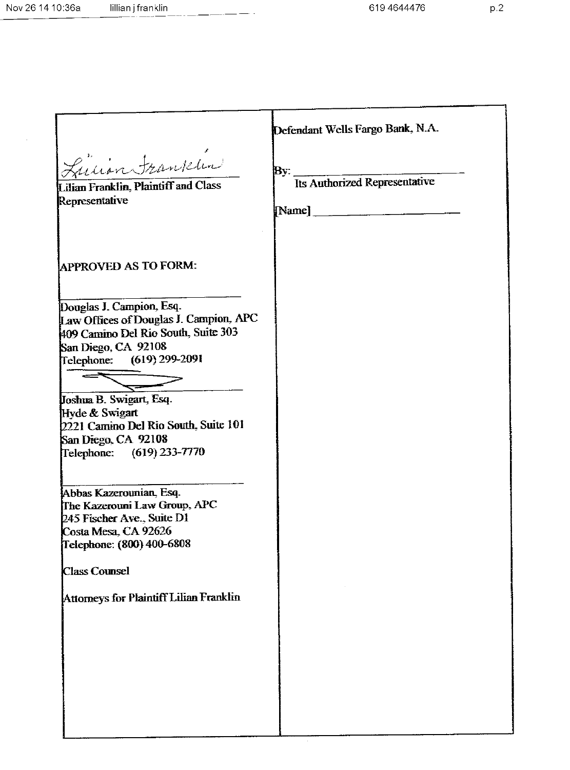| | |
|---|---|
| *Lilian Franklin* (signature)<br>\_\_\_\_\_\_\_\_\_\_\_\_\_\_\_\_\_\_\_\_\_\_\_\_\_\_\_\_<br>Lilian Franklin, Plaintiff and Class Representative | Defendant Wells Fargo Bank, N.A.<br><br>By: \_\_\_\_\_\_\_\_\_\_\_\_\_\_\_\_\_\_\_\_\_\_\_\_\_\_\_\_<br>Its Authorized Representative<br><br>[Name] \_\_\_\_\_\_\_\_\_\_\_\_\_\_\_\_\_\_\_\_\_\_\_\_\_\_\_\_ |
| APPROVED AS TO FORM: | |
| \_\_\_\_\_\_\_\_\_\_\_\_\_\_\_\_\_\_\_\_\_\_\_\_\_\_\_\_<br>Douglas J. Campion, Esq.<br>Law Offices of Douglas J. Campion, APC<br>409 Camino Del Rio South, Suite 303<br>San Diego, CA 92108<br>Telephone: (619) 299-2091 | |
| (signature)<br>\_\_\_\_\_\_\_\_\_\_\_\_\_\_\_\_\_\_\_\_\_\_\_\_\_\_\_\_<br>Joshua B. Swigart, Esq.<br>Hyde & Swigart<br>2221 Camino Del Rio South, Suite 101<br>San Diego, CA 92108<br>Telephone: (619) 233-7770 | |
| \_\_\_\_\_\_\_\_\_\_\_\_\_\_\_\_\_\_\_\_\_\_\_\_\_\_\_\_<br>Abbas Kazerounian, Esq.<br>The Kazerouni Law Group, APC<br>245 Fischer Ave., Suite D1<br>Costa Mesa, CA 92626<br>Telephone: (800) 400-6808<br><br>Class Counsel<br><br>Attorneys for Plaintiff Lilian Franklin | |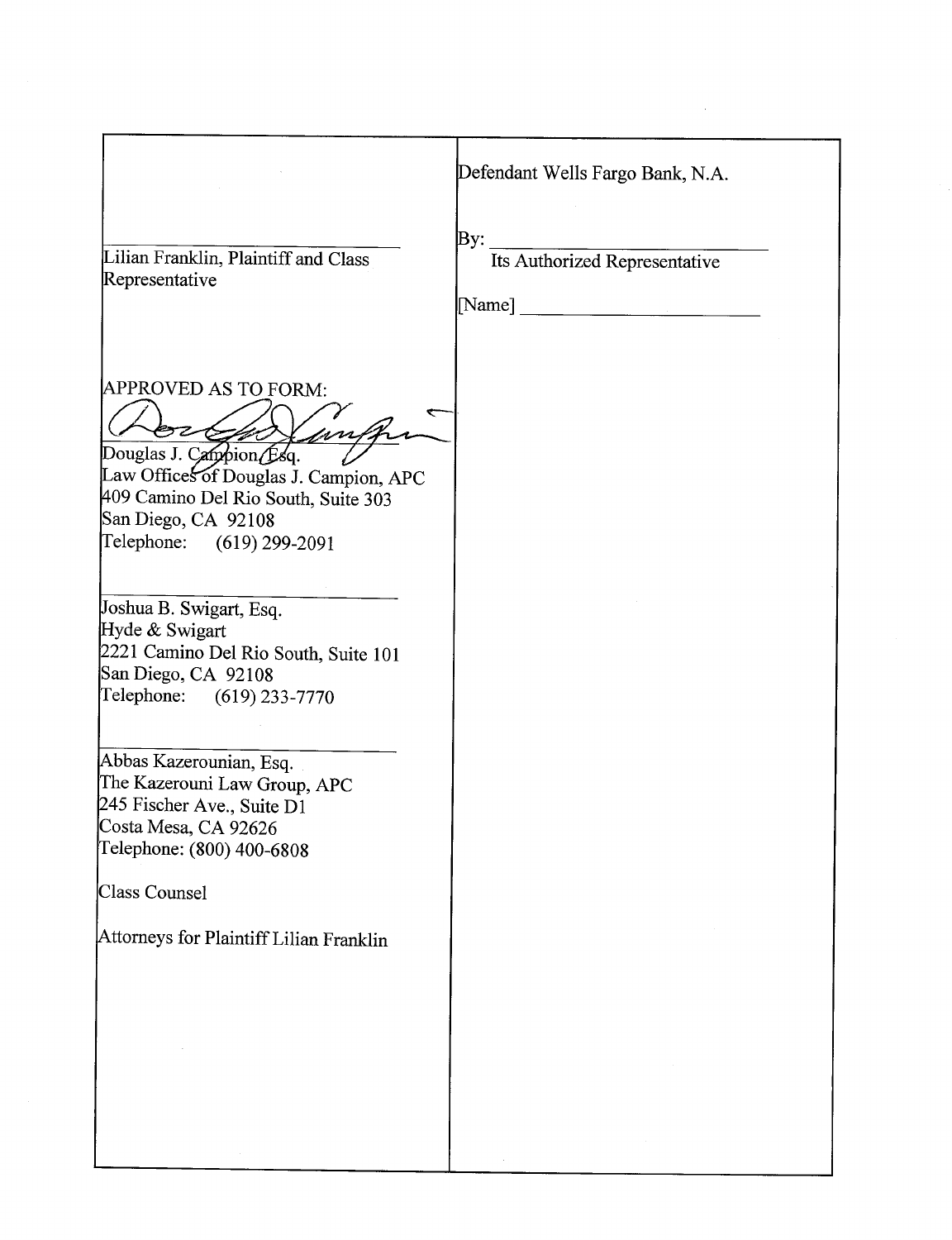Defendant Wells Fargo Bank, N.A.

By: ______________________________
Its Authorized Representative

[Name] ______________________________

______________________________
Lilian Franklin, Plaintiff and Class Representative

APPROVED AS TO FORM:

______________________________
Douglas J. Campion, Esq.
Law Offices of Douglas J. Campion, APC
409 Camino Del Rio South, Suite 303
San Diego, CA 92108
Telephone: (619) 299-2091

______________________________
Joshua B. Swigart, Esq.
Hyde & Swigart
2221 Camino Del Rio South, Suite 101
San Diego, CA 92108
Telephone: (619) 233-7770

______________________________
Abbas Kazerounian, Esq.
The Kazerouni Law Group, APC
245 Fischer Ave., Suite D1
Costa Mesa, CA 92626
Telephone: (800) 400-6808

Class Counsel

Attorneys for Plaintiff Lilian Franklin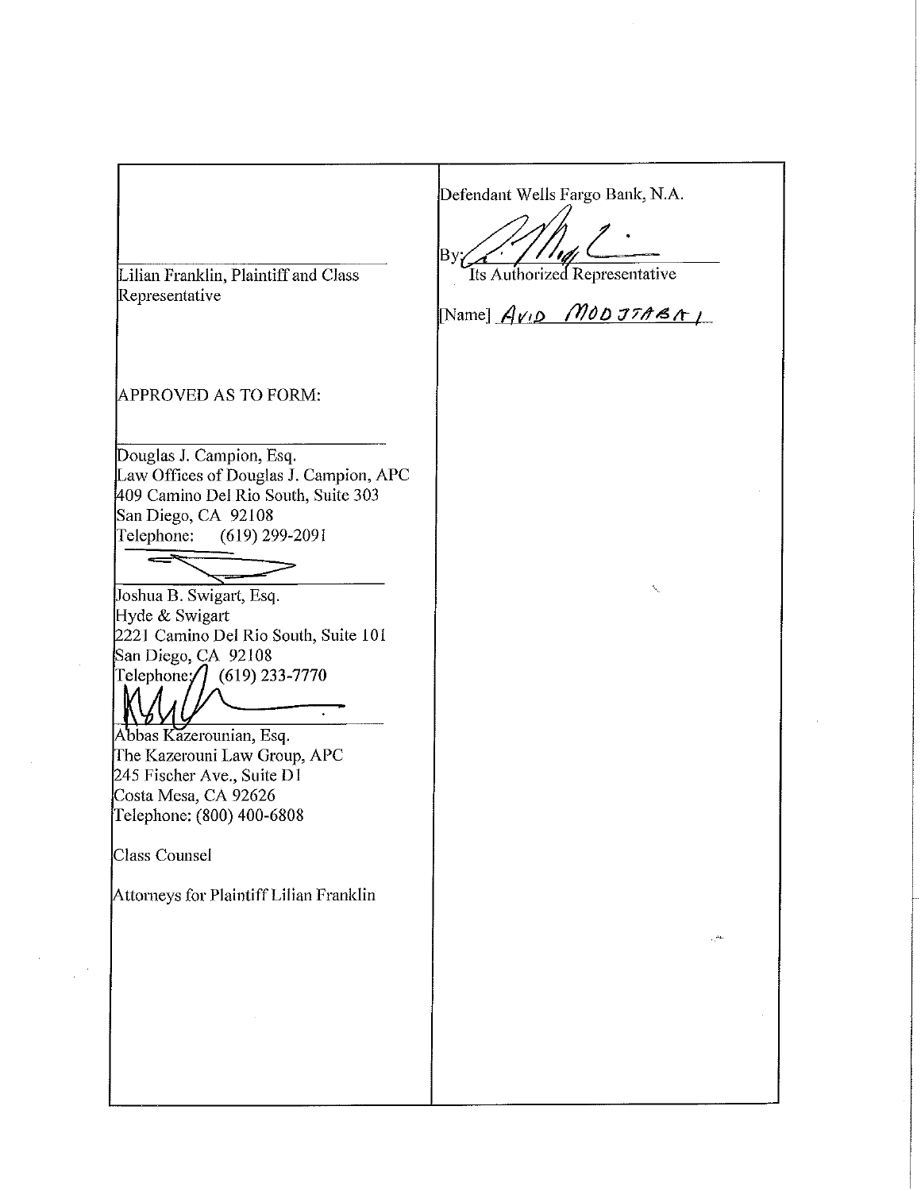| | |
|---|---|
| _______________________________<br>Lilian Franklin, Plaintiff and Class Representative<br><br><br>APPROVED AS TO FORM:<br><br>_______________________________<br>Douglas J. Campion, Esq.<br>Law Offices of Douglas J. Campion, APC<br>409 Camino Del Rio South, Suite 303<br>San Diego, CA 92108<br>Telephone: (619) 299-2091<br><br>_______________________________<br>Joshua B. Swigart, Esq.<br>Hyde & Swigart<br>2221 Camino Del Rio South, Suite 101<br>San Diego, CA 92108<br>Telephone: (619) 233-7770<br><br>_______________________________<br>Abbas Kazerounian, Esq.<br>The Kazerouni Law Group, APC<br>245 Fischer Ave., Suite D1<br>Costa Mesa, CA 92626<br>Telephone: (800) 400-6808<br><br>Class Counsel<br><br>Attorneys for Plaintiff Lilian Franklin | Defendant Wells Fargo Bank, N.A.<br><br>By: _______________________________<br>Its Authorized Representative<br><br>[Name] AVID MODJTABAI |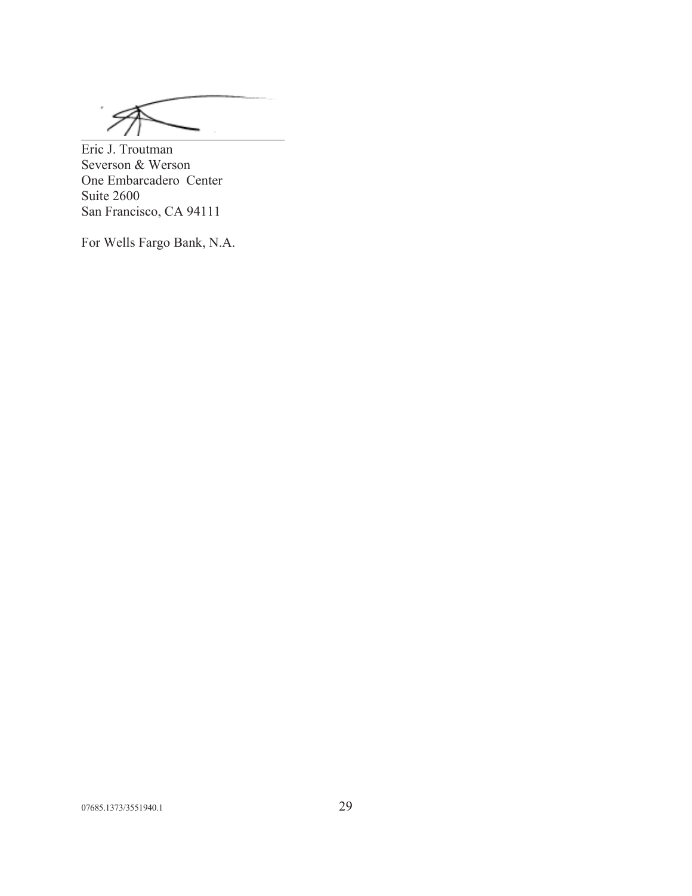Eric J. Troutman
Severson & Werson
One Embarcadero Center
Suite 2600
San Francisco, CA 94111

For Wells Fargo Bank, N.A.

07685.1373/3551940.1